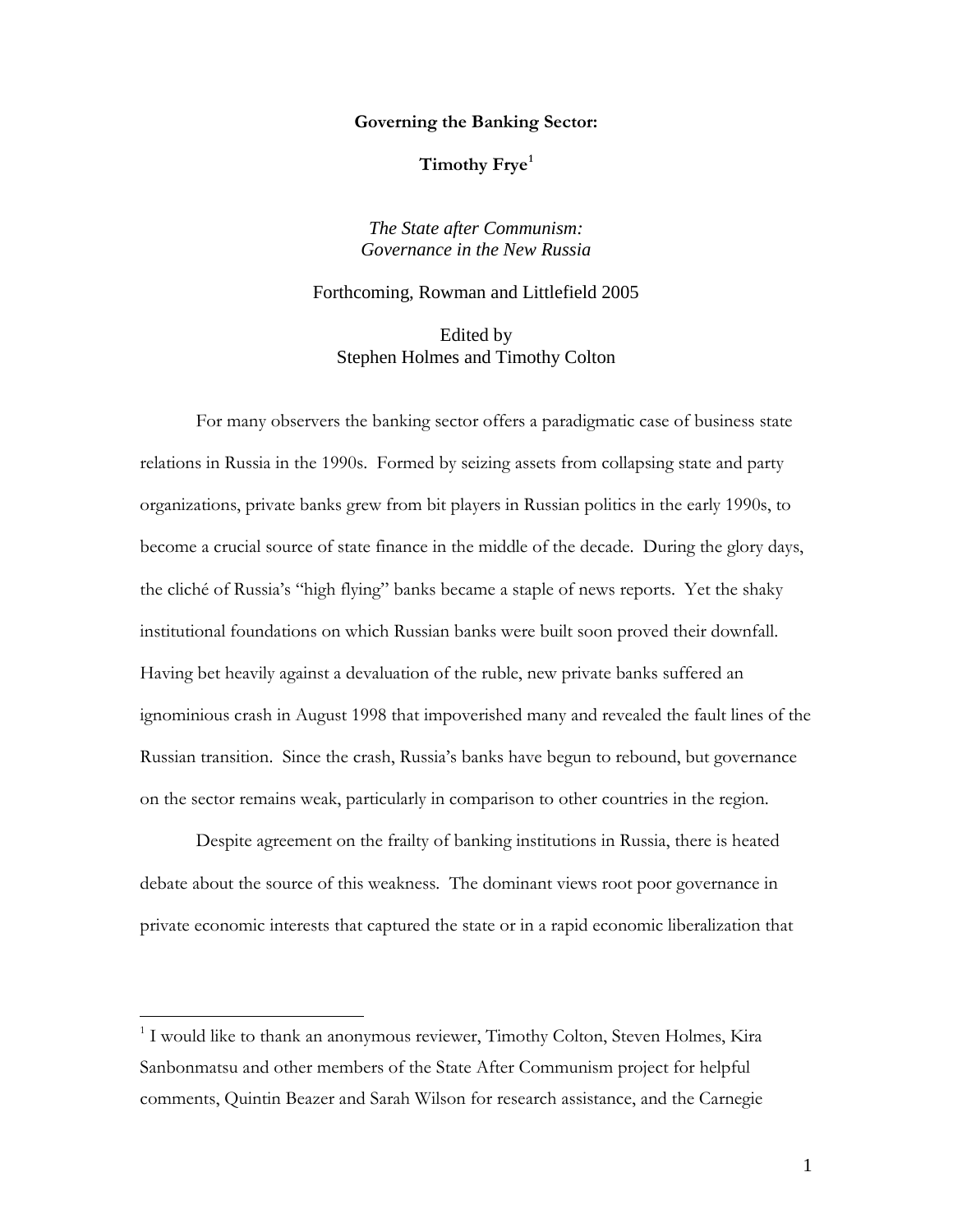**Governing the Banking Sector:**

**Timothy Frye**[1]

*The State after Communism: Governance in the New Russia*

Forthcoming, Rowman and Littlefield 2005

Edited by
Stephen Holmes and Timothy Colton

For many observers the banking sector offers a paradigmatic case of business state relations in Russia in the 1990s. Formed by seizing assets from collapsing state and party organizations, private banks grew from bit players in Russian politics in the early 1990s, to become a crucial source of state finance in the middle of the decade. During the glory days, the cliché of Russia's "high flying" banks became a staple of news reports. Yet the shaky institutional foundations on which Russian banks were built soon proved their downfall. Having bet heavily against a devaluation of the ruble, new private banks suffered an ignominious crash in August 1998 that impoverished many and revealed the fault lines of the Russian transition. Since the crash, Russia's banks have begun to rebound, but governance on the sector remains weak, particularly in comparison to other countries in the region.

Despite agreement on the frailty of banking institutions in Russia, there is heated debate about the source of this weakness. The dominant views root poor governance in private economic interests that captured the state or in a rapid economic liberalization that

[1] I would like to thank an anonymous reviewer, Timothy Colton, Steven Holmes, Kira Sanbonmatsu and other members of the State After Communism project for helpful comments, Quintin Beazer and Sarah Wilson for research assistance, and the Carnegie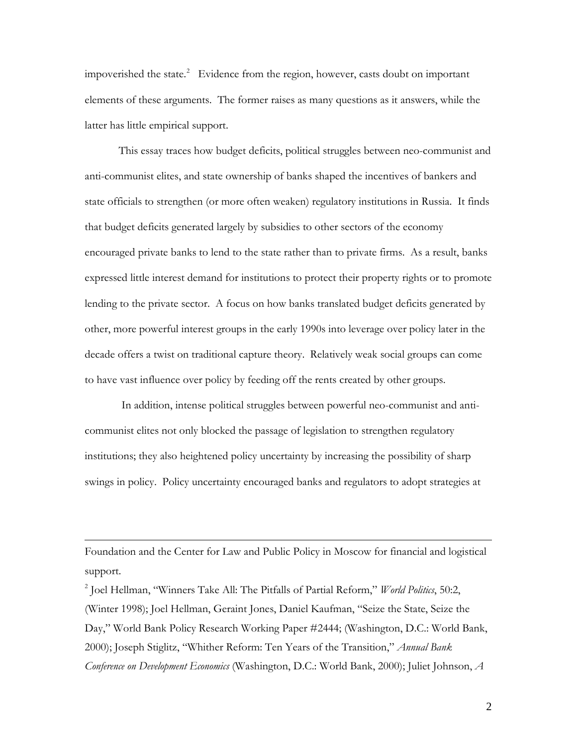impoverished the state.[2] Evidence from the region, however, casts doubt on important elements of these arguments. The former raises as many questions as it answers, while the latter has little empirical support.

This essay traces how budget deficits, political struggles between neo-communist and anti-communist elites, and state ownership of banks shaped the incentives of bankers and state officials to strengthen (or more often weaken) regulatory institutions in Russia. It finds that budget deficits generated largely by subsidies to other sectors of the economy encouraged private banks to lend to the state rather than to private firms. As a result, banks expressed little interest demand for institutions to protect their property rights or to promote lending to the private sector. A focus on how banks translated budget deficits generated by other, more powerful interest groups in the early 1990s into leverage over policy later in the decade offers a twist on traditional capture theory. Relatively weak social groups can come to have vast influence over policy by feeding off the rents created by other groups.

In addition, intense political struggles between powerful neo-communist and anti-communist elites not only blocked the passage of legislation to strengthen regulatory institutions; they also heightened policy uncertainty by increasing the possibility of sharp swings in policy. Policy uncertainty encouraged banks and regulators to adopt strategies at

---

Foundation and the Center for Law and Public Policy in Moscow for financial and logistical support.

[2] Joel Hellman, "Winners Take All: The Pitfalls of Partial Reform," *World Politics*, 50:2, (Winter 1998); Joel Hellman, Geraint Jones, Daniel Kaufman, "Seize the State, Seize the Day," World Bank Policy Research Working Paper #2444; (Washington, D.C.: World Bank, 2000); Joseph Stiglitz, "Whither Reform: Ten Years of the Transition," *Annual Bank Conference on Development Economics* (Washington, D.C.: World Bank, 2000); Juliet Johnson, *A*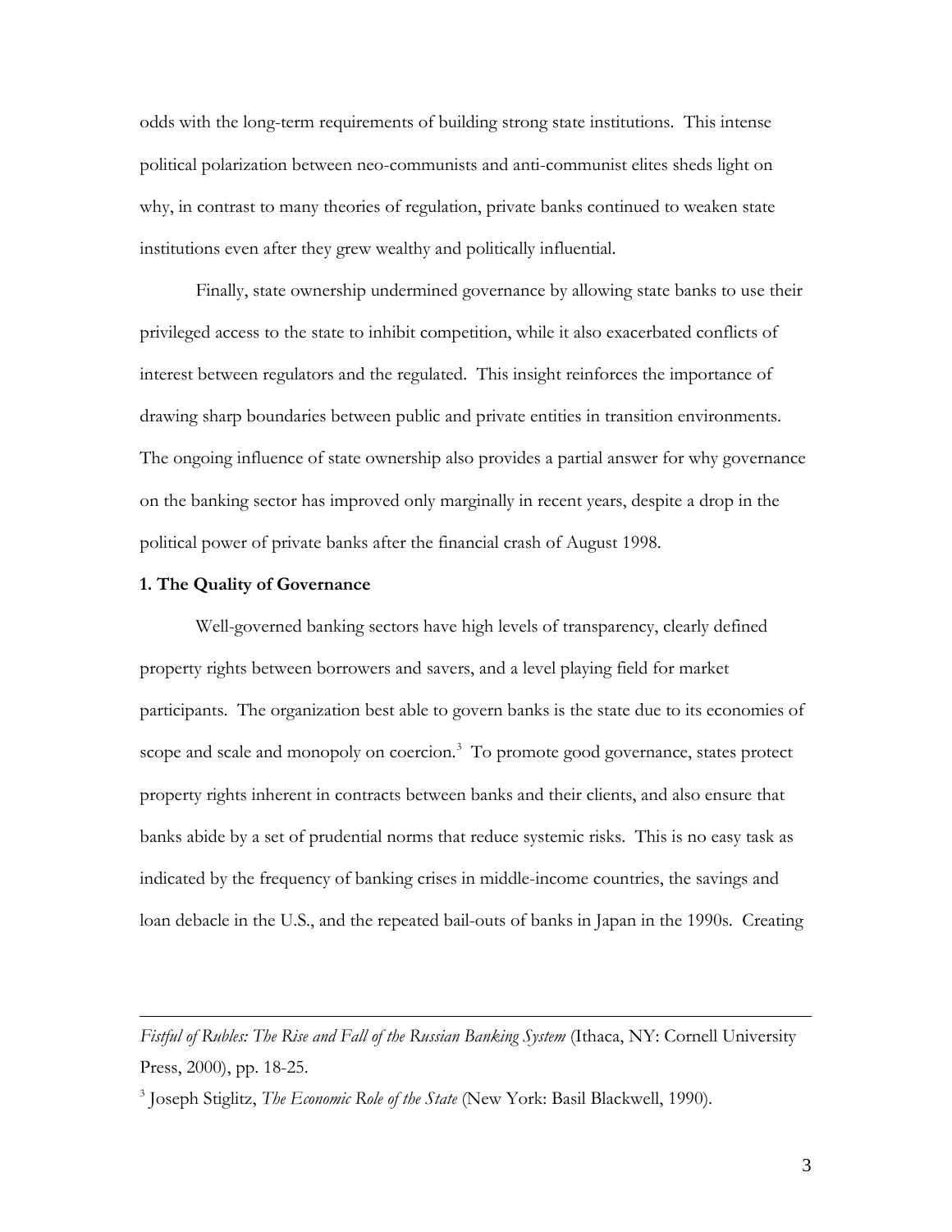odds with the long-term requirements of building strong state institutions. This intense political polarization between neo-communists and anti-communist elites sheds light on why, in contrast to many theories of regulation, private banks continued to weaken state institutions even after they grew wealthy and politically influential.

Finally, state ownership undermined governance by allowing state banks to use their privileged access to the state to inhibit competition, while it also exacerbated conflicts of interest between regulators and the regulated. This insight reinforces the importance of drawing sharp boundaries between public and private entities in transition environments. The ongoing influence of state ownership also provides a partial answer for why governance on the banking sector has improved only marginally in recent years, despite a drop in the political power of private banks after the financial crash of August 1998.

**1. The Quality of Governance**

Well-governed banking sectors have high levels of transparency, clearly defined property rights between borrowers and savers, and a level playing field for market participants. The organization best able to govern banks is the state due to its economies of scope and scale and monopoly on coercion.[3] To promote good governance, states protect property rights inherent in contracts between banks and their clients, and also ensure that banks abide by a set of prudential norms that reduce systemic risks. This is no easy task as indicated by the frequency of banking crises in middle-income countries, the savings and loan debacle in the U.S., and the repeated bail-outs of banks in Japan in the 1990s. Creating

---

*Fistful of Rubles: The Rise and Fall of the Russian Banking System* (Ithaca, NY: Cornell University Press, 2000), pp. 18-25.

[3] Joseph Stiglitz, *The Economic Role of the State* (New York: Basil Blackwell, 1990).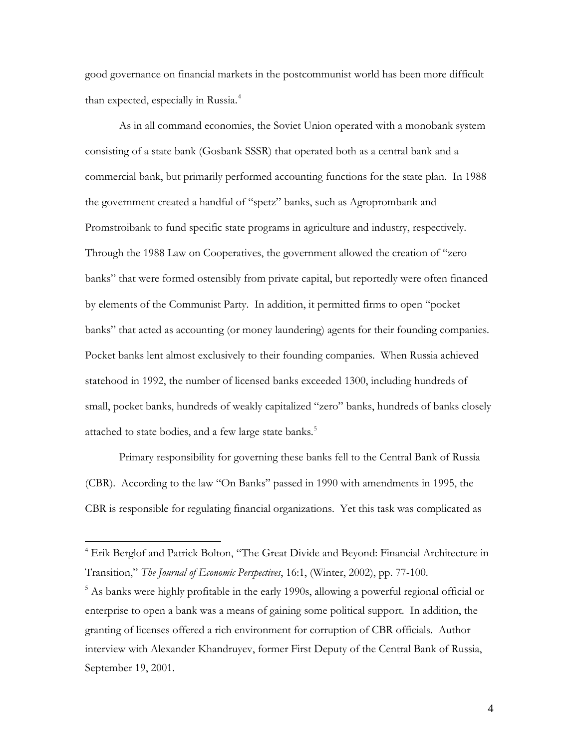good governance on financial markets in the postcommunist world has been more difficult than expected, especially in Russia.[4]

As in all command economies, the Soviet Union operated with a monobank system consisting of a state bank (Gosbank SSSR) that operated both as a central bank and a commercial bank, but primarily performed accounting functions for the state plan. In 1988 the government created a handful of "spetz" banks, such as Agroprombank and Promstroibank to fund specific state programs in agriculture and industry, respectively. Through the 1988 Law on Cooperatives, the government allowed the creation of "zero banks" that were formed ostensibly from private capital, but reportedly were often financed by elements of the Communist Party. In addition, it permitted firms to open "pocket banks" that acted as accounting (or money laundering) agents for their founding companies. Pocket banks lent almost exclusively to their founding companies. When Russia achieved statehood in 1992, the number of licensed banks exceeded 1300, including hundreds of small, pocket banks, hundreds of weakly capitalized "zero" banks, hundreds of banks closely attached to state bodies, and a few large state banks.[5]

Primary responsibility for governing these banks fell to the Central Bank of Russia (CBR). According to the law "On Banks" passed in 1990 with amendments in 1995, the CBR is responsible for regulating financial organizations. Yet this task was complicated as

---

[4] Erik Berglof and Patrick Bolton, "The Great Divide and Beyond: Financial Architecture in Transition," *The Journal of Economic Perspectives*, 16:1, (Winter, 2002), pp. 77-100.

[5] As banks were highly profitable in the early 1990s, allowing a powerful regional official or enterprise to open a bank was a means of gaining some political support. In addition, the granting of licenses offered a rich environment for corruption of CBR officials. Author interview with Alexander Khandruyev, former First Deputy of the Central Bank of Russia, September 19, 2001.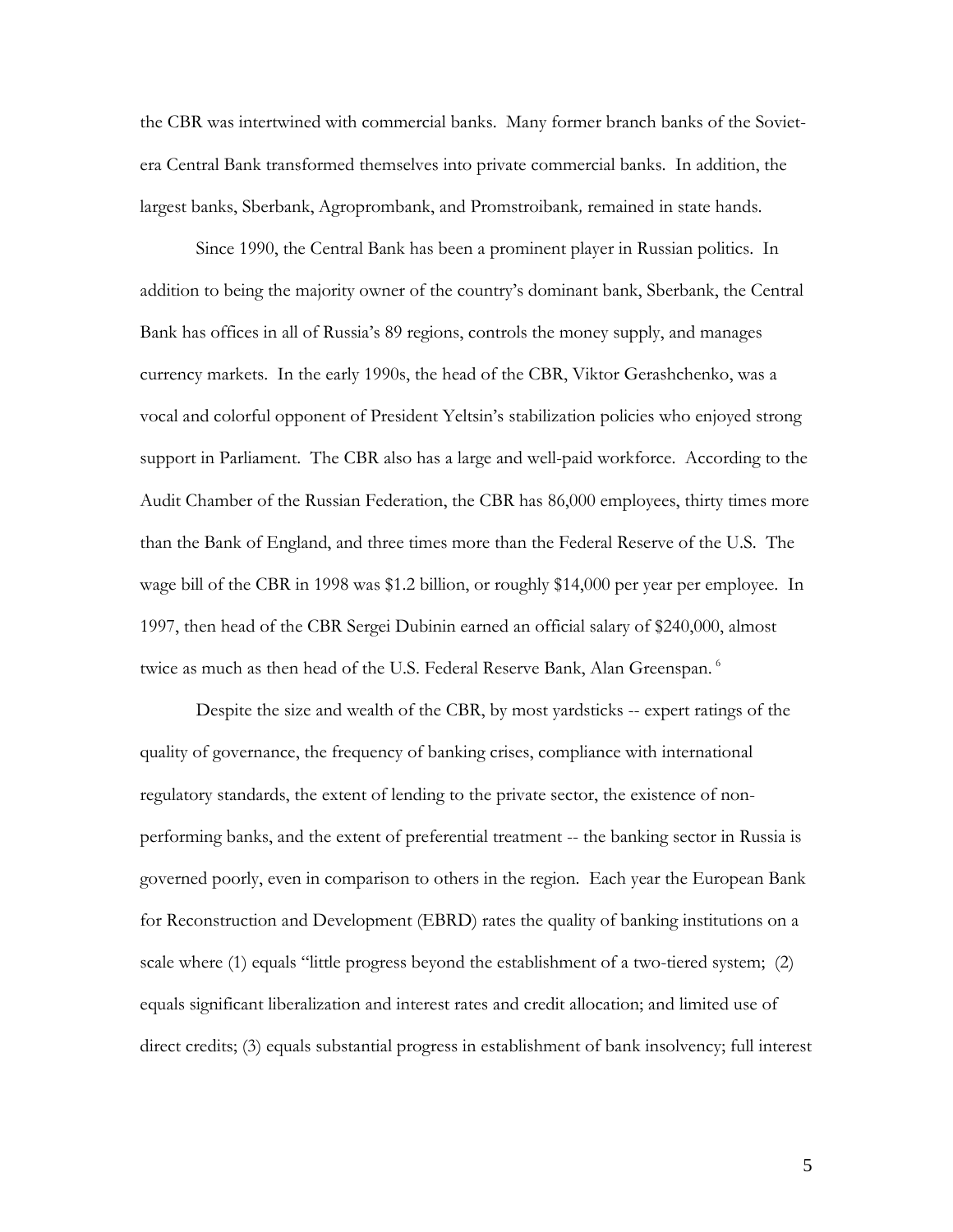the CBR was intertwined with commercial banks. Many former branch banks of the Soviet-era Central Bank transformed themselves into private commercial banks. In addition, the largest banks, Sberbank, Agroprombank, and Promstroibank*,* remained in state hands.

Since 1990, the Central Bank has been a prominent player in Russian politics. In addition to being the majority owner of the country's dominant bank, Sberbank, the Central Bank has offices in all of Russia's 89 regions, controls the money supply, and manages currency markets. In the early 1990s, the head of the CBR, Viktor Gerashchenko, was a vocal and colorful opponent of President Yeltsin's stabilization policies who enjoyed strong support in Parliament. The CBR also has a large and well-paid workforce. According to the Audit Chamber of the Russian Federation, the CBR has 86,000 employees, thirty times more than the Bank of England, and three times more than the Federal Reserve of the U.S. The wage bill of the CBR in 1998 was $1.2 billion, or roughly $14,000 per year per employee. In 1997, then head of the CBR Sergei Dubinin earned an official salary of $240,000, almost twice as much as then head of the U.S. Federal Reserve Bank, Alan Greenspan. [6]

Despite the size and wealth of the CBR, by most yardsticks -- expert ratings of the quality of governance, the frequency of banking crises, compliance with international regulatory standards, the extent of lending to the private sector, the existence of non-performing banks, and the extent of preferential treatment -- the banking sector in Russia is governed poorly, even in comparison to others in the region. Each year the European Bank for Reconstruction and Development (EBRD) rates the quality of banking institutions on a scale where (1) equals "little progress beyond the establishment of a two-tiered system; (2) equals significant liberalization and interest rates and credit allocation; and limited use of direct credits; (3) equals substantial progress in establishment of bank insolvency; full interest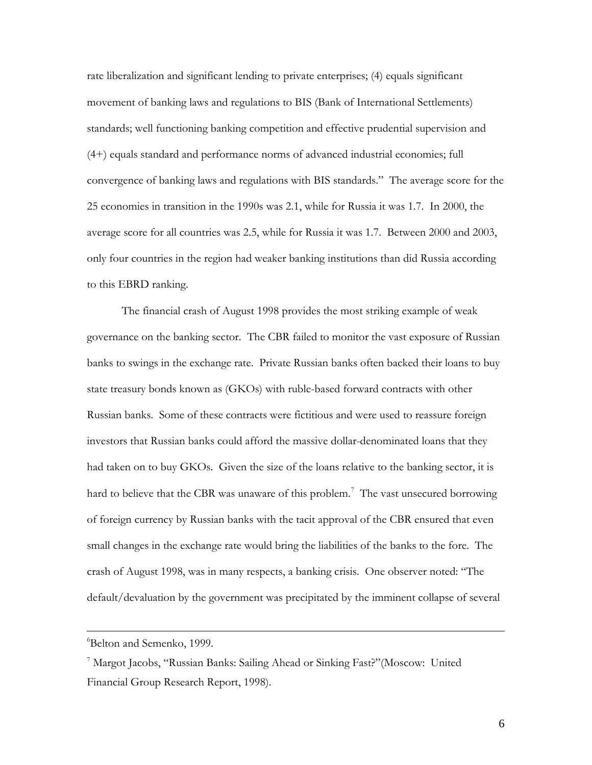rate liberalization and significant lending to private enterprises; (4) equals significant movement of banking laws and regulations to BIS (Bank of International Settlements) standards; well functioning banking competition and effective prudential supervision and (4+) equals standard and performance norms of advanced industrial economies; full convergence of banking laws and regulations with BIS standards." The average score for the 25 economies in transition in the 1990s was 2.1, while for Russia it was 1.7. In 2000, the average score for all countries was 2.5, while for Russia it was 1.7. Between 2000 and 2003, only four countries in the region had weaker banking institutions than did Russia according to this EBRD ranking.

The financial crash of August 1998 provides the most striking example of weak governance on the banking sector. The CBR failed to monitor the vast exposure of Russian banks to swings in the exchange rate. Private Russian banks often backed their loans to buy state treasury bonds known as (GKOs) with ruble-based forward contracts with other Russian banks. Some of these contracts were fictitious and were used to reassure foreign investors that Russian banks could afford the massive dollar-denominated loans that they had taken on to buy GKOs. Given the size of the loans relative to the banking sector, it is hard to believe that the CBR was unaware of this problem.[7] The vast unsecured borrowing of foreign currency by Russian banks with the tacit approval of the CBR ensured that even small changes in the exchange rate would bring the liabilities of the banks to the fore. The crash of August 1998, was in many respects, a banking crisis. One observer noted: "The default/devaluation by the government was precipitated by the imminent collapse of several

---

[6]Belton and Semenko, 1999.

[7] Margot Jacobs, "Russian Banks: Sailing Ahead or Sinking Fast?"(Moscow: United Financial Group Research Report, 1998).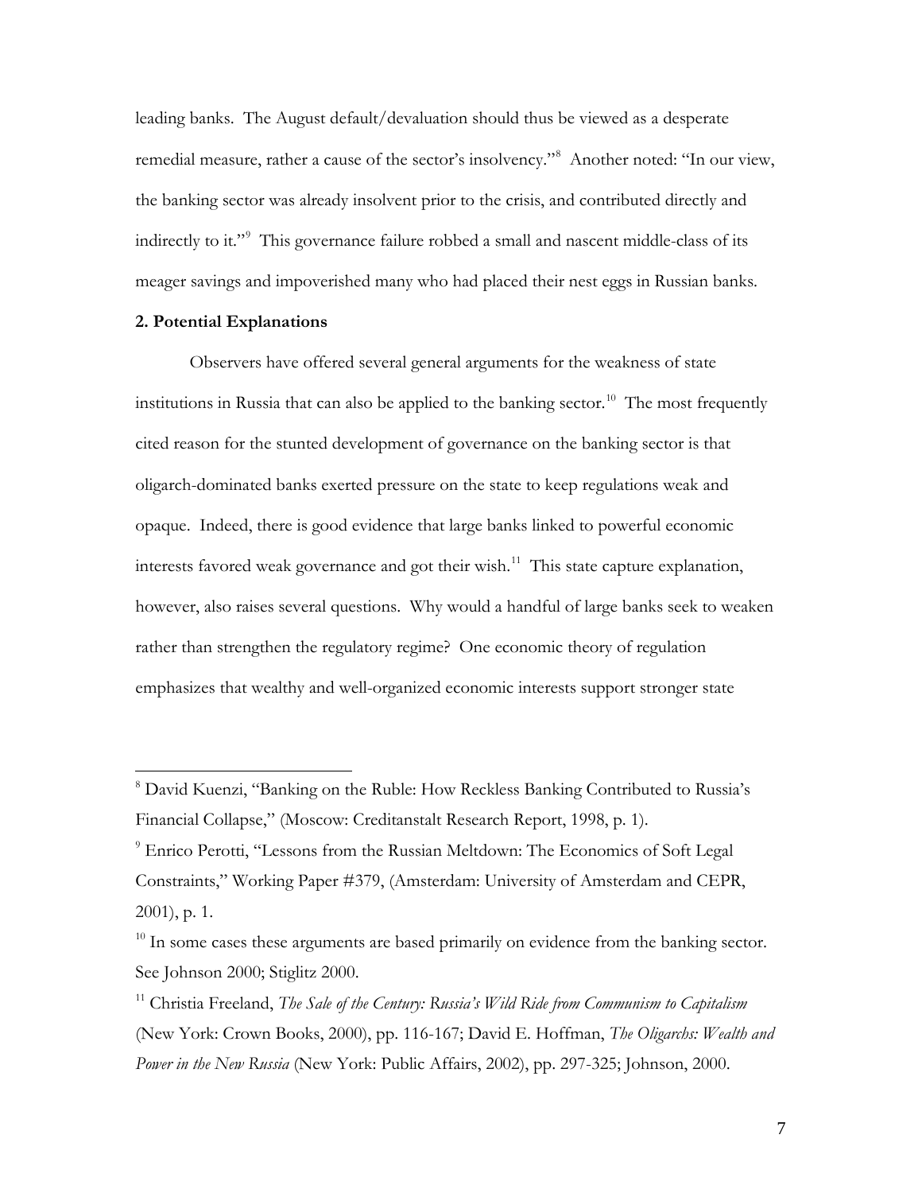leading banks. The August default/devaluation should thus be viewed as a desperate remedial measure, rather a cause of the sector's insolvency."[8] Another noted: "In our view, the banking sector was already insolvent prior to the crisis, and contributed directly and indirectly to it."[9] This governance failure robbed a small and nascent middle-class of its meager savings and impoverished many who had placed their nest eggs in Russian banks.

**2. Potential Explanations**

Observers have offered several general arguments for the weakness of state institutions in Russia that can also be applied to the banking sector.[10] The most frequently cited reason for the stunted development of governance on the banking sector is that oligarch-dominated banks exerted pressure on the state to keep regulations weak and opaque. Indeed, there is good evidence that large banks linked to powerful economic interests favored weak governance and got their wish.[11] This state capture explanation, however, also raises several questions. Why would a handful of large banks seek to weaken rather than strengthen the regulatory regime? One economic theory of regulation emphasizes that wealthy and well-organized economic interests support stronger state

---

[8] David Kuenzi, "Banking on the Ruble: How Reckless Banking Contributed to Russia's Financial Collapse," (Moscow: Creditanstalt Research Report, 1998, p. 1).

[9] Enrico Perotti, "Lessons from the Russian Meltdown: The Economics of Soft Legal Constraints," Working Paper #379, (Amsterdam: University of Amsterdam and CEPR, 2001), p. 1.

[10] In some cases these arguments are based primarily on evidence from the banking sector. See Johnson 2000; Stiglitz 2000.

[11] Christia Freeland, *The Sale of the Century: Russia's Wild Ride from Communism to Capitalism* (New York: Crown Books, 2000), pp. 116-167; David E. Hoffman, *The Oligarchs: Wealth and Power in the New Russia* (New York: Public Affairs, 2002), pp. 297-325; Johnson, 2000.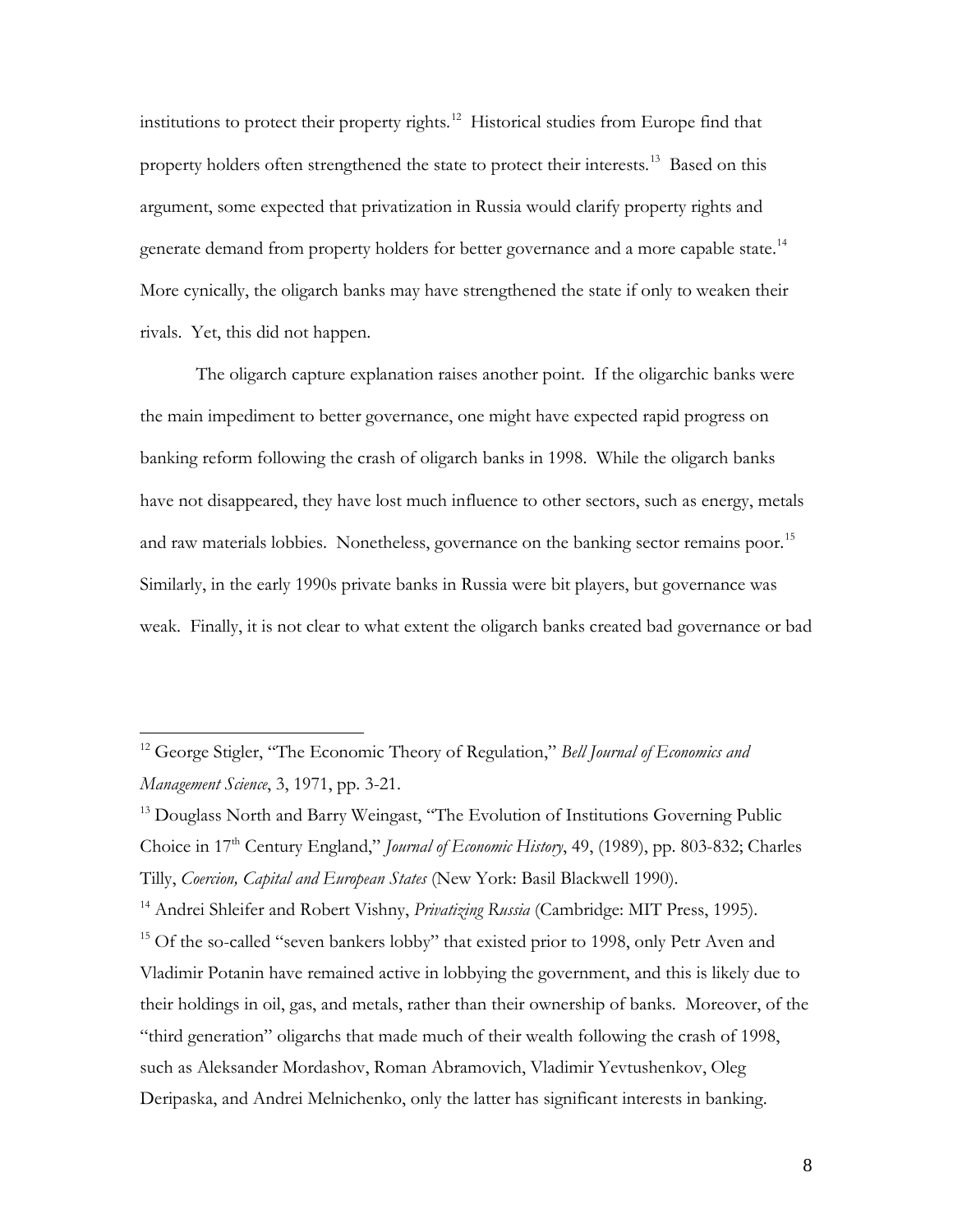institutions to protect their property rights.[12] Historical studies from Europe find that property holders often strengthened the state to protect their interests.[13] Based on this argument, some expected that privatization in Russia would clarify property rights and generate demand from property holders for better governance and a more capable state.[14] More cynically, the oligarch banks may have strengthened the state if only to weaken their rivals. Yet, this did not happen.

The oligarch capture explanation raises another point. If the oligarchic banks were the main impediment to better governance, one might have expected rapid progress on banking reform following the crash of oligarch banks in 1998. While the oligarch banks have not disappeared, they have lost much influence to other sectors, such as energy, metals and raw materials lobbies. Nonetheless, governance on the banking sector remains poor.[15] Similarly, in the early 1990s private banks in Russia were bit players, but governance was weak. Finally, it is not clear to what extent the oligarch banks created bad governance or bad

---

[12] George Stigler, "The Economic Theory of Regulation," *Bell Journal of Economics and Management Science*, 3, 1971, pp. 3-21.

[13] Douglass North and Barry Weingast, "The Evolution of Institutions Governing Public Choice in 17th Century England," *Journal of Economic History*, 49, (1989), pp. 803-832; Charles Tilly, *Coercion, Capital and European States* (New York: Basil Blackwell 1990).

[14] Andrei Shleifer and Robert Vishny, *Privatizing Russia* (Cambridge: MIT Press, 1995).

[15] Of the so-called "seven bankers lobby" that existed prior to 1998, only Petr Aven and Vladimir Potanin have remained active in lobbying the government, and this is likely due to their holdings in oil, gas, and metals, rather than their ownership of banks. Moreover, of the "third generation" oligarchs that made much of their wealth following the crash of 1998, such as Aleksander Mordashov, Roman Abramovich, Vladimir Yevtushenkov, Oleg Deripaska, and Andrei Melnichenko, only the latter has significant interests in banking.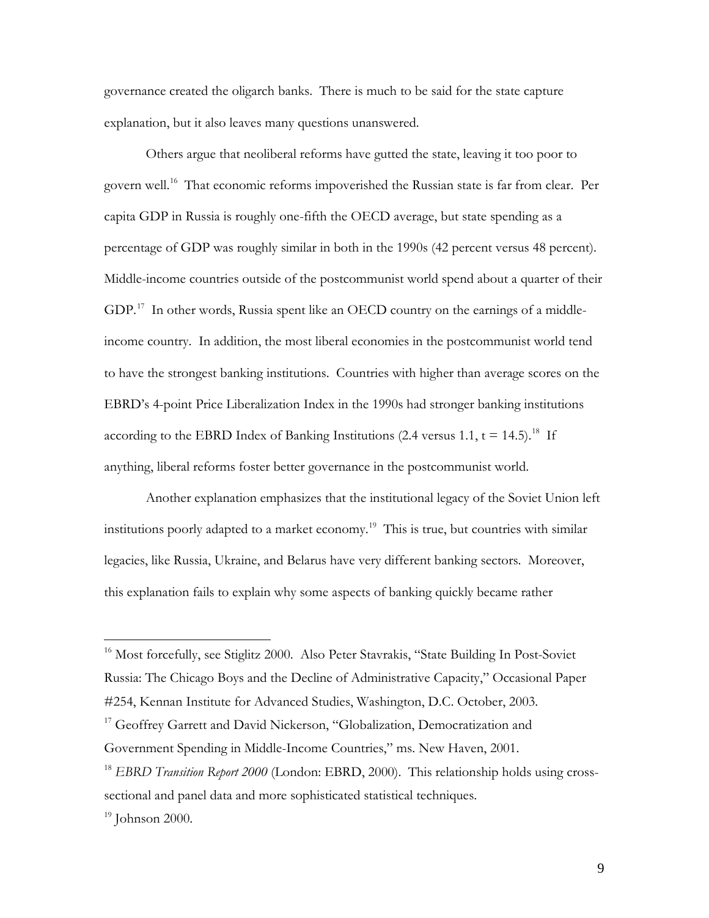governance created the oligarch banks. There is much to be said for the state capture explanation, but it also leaves many questions unanswered.

Others argue that neoliberal reforms have gutted the state, leaving it too poor to govern well.[16] That economic reforms impoverished the Russian state is far from clear. Per capita GDP in Russia is roughly one-fifth the OECD average, but state spending as a percentage of GDP was roughly similar in both in the 1990s (42 percent versus 48 percent). Middle-income countries outside of the postcommunist world spend about a quarter of their GDP.[17] In other words, Russia spent like an OECD country on the earnings of a middle-income country. In addition, the most liberal economies in the postcommunist world tend to have the strongest banking institutions. Countries with higher than average scores on the EBRD's 4-point Price Liberalization Index in the 1990s had stronger banking institutions according to the EBRD Index of Banking Institutions (2.4 versus 1.1, $t = 14.5$).[18] If anything, liberal reforms foster better governance in the postcommunist world.

Another explanation emphasizes that the institutional legacy of the Soviet Union left institutions poorly adapted to a market economy.[19] This is true, but countries with similar legacies, like Russia, Ukraine, and Belarus have very different banking sectors. Moreover, this explanation fails to explain why some aspects of banking quickly became rather

---

[16] Most forcefully, see Stiglitz 2000. Also Peter Stavrakis, "State Building In Post-Soviet Russia: The Chicago Boys and the Decline of Administrative Capacity," Occasional Paper #254, Kennan Institute for Advanced Studies, Washington, D.C. October, 2003.

[17] Geoffrey Garrett and David Nickerson, "Globalization, Democratization and Government Spending in Middle-Income Countries," ms. New Haven, 2001.

[18] *EBRD Transition Report 2000* (London: EBRD, 2000). This relationship holds using cross-sectional and panel data and more sophisticated statistical techniques.

[19] Johnson 2000.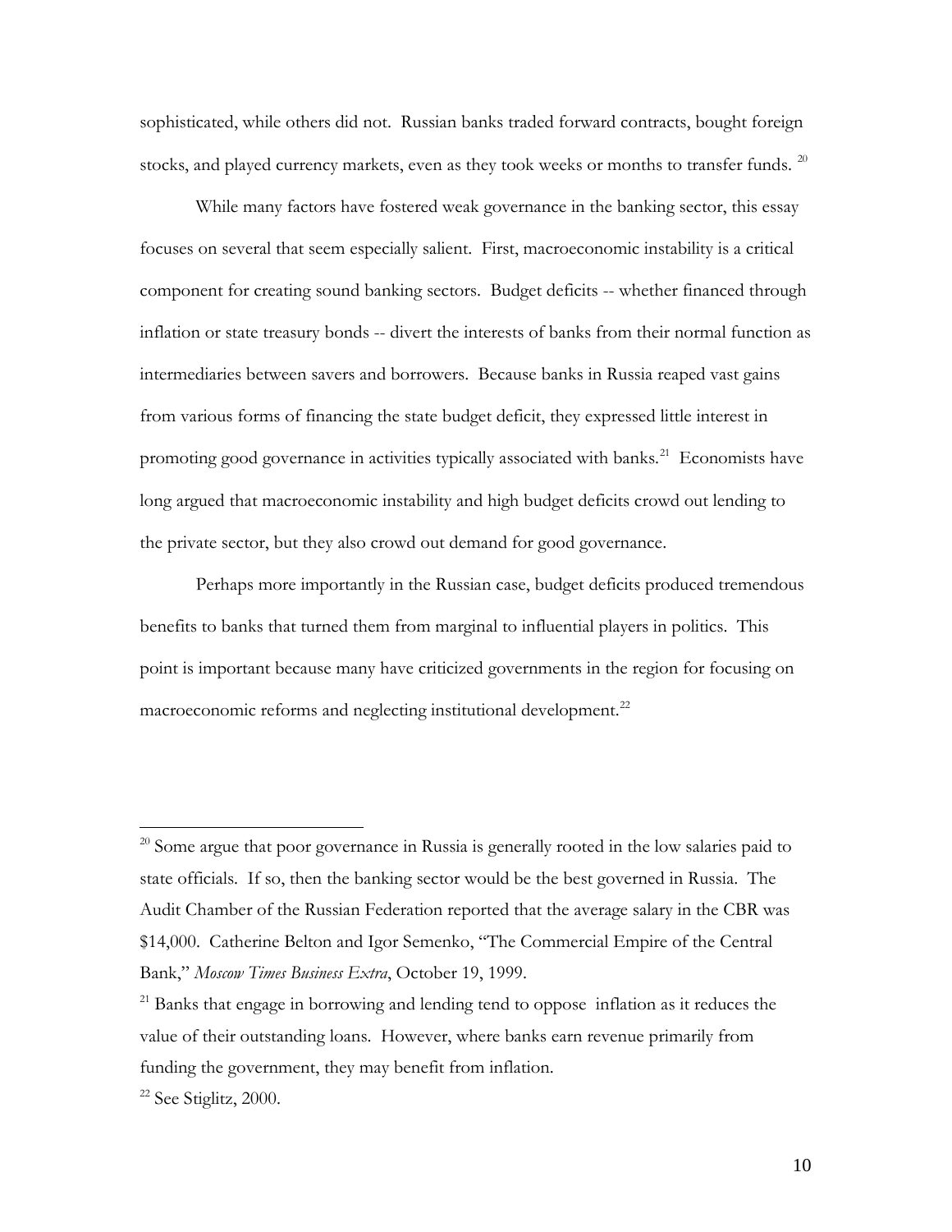sophisticated, while others did not. Russian banks traded forward contracts, bought foreign stocks, and played currency markets, even as they took weeks or months to transfer funds. [20]

While many factors have fostered weak governance in the banking sector, this essay focuses on several that seem especially salient. First, macroeconomic instability is a critical component for creating sound banking sectors. Budget deficits -- whether financed through inflation or state treasury bonds -- divert the interests of banks from their normal function as intermediaries between savers and borrowers. Because banks in Russia reaped vast gains from various forms of financing the state budget deficit, they expressed little interest in promoting good governance in activities typically associated with banks.[21] Economists have long argued that macroeconomic instability and high budget deficits crowd out lending to the private sector, but they also crowd out demand for good governance.

Perhaps more importantly in the Russian case, budget deficits produced tremendous benefits to banks that turned them from marginal to influential players in politics. This point is important because many have criticized governments in the region for focusing on macroeconomic reforms and neglecting institutional development.[22]

---

[20] Some argue that poor governance in Russia is generally rooted in the low salaries paid to state officials. If so, then the banking sector would be the best governed in Russia. The Audit Chamber of the Russian Federation reported that the average salary in the CBR was $14,000. Catherine Belton and Igor Semenko, "The Commercial Empire of the Central Bank," *Moscow Times Business Extra*, October 19, 1999.

[21] Banks that engage in borrowing and lending tend to oppose inflation as it reduces the value of their outstanding loans. However, where banks earn revenue primarily from funding the government, they may benefit from inflation.

[22] See Stiglitz, 2000.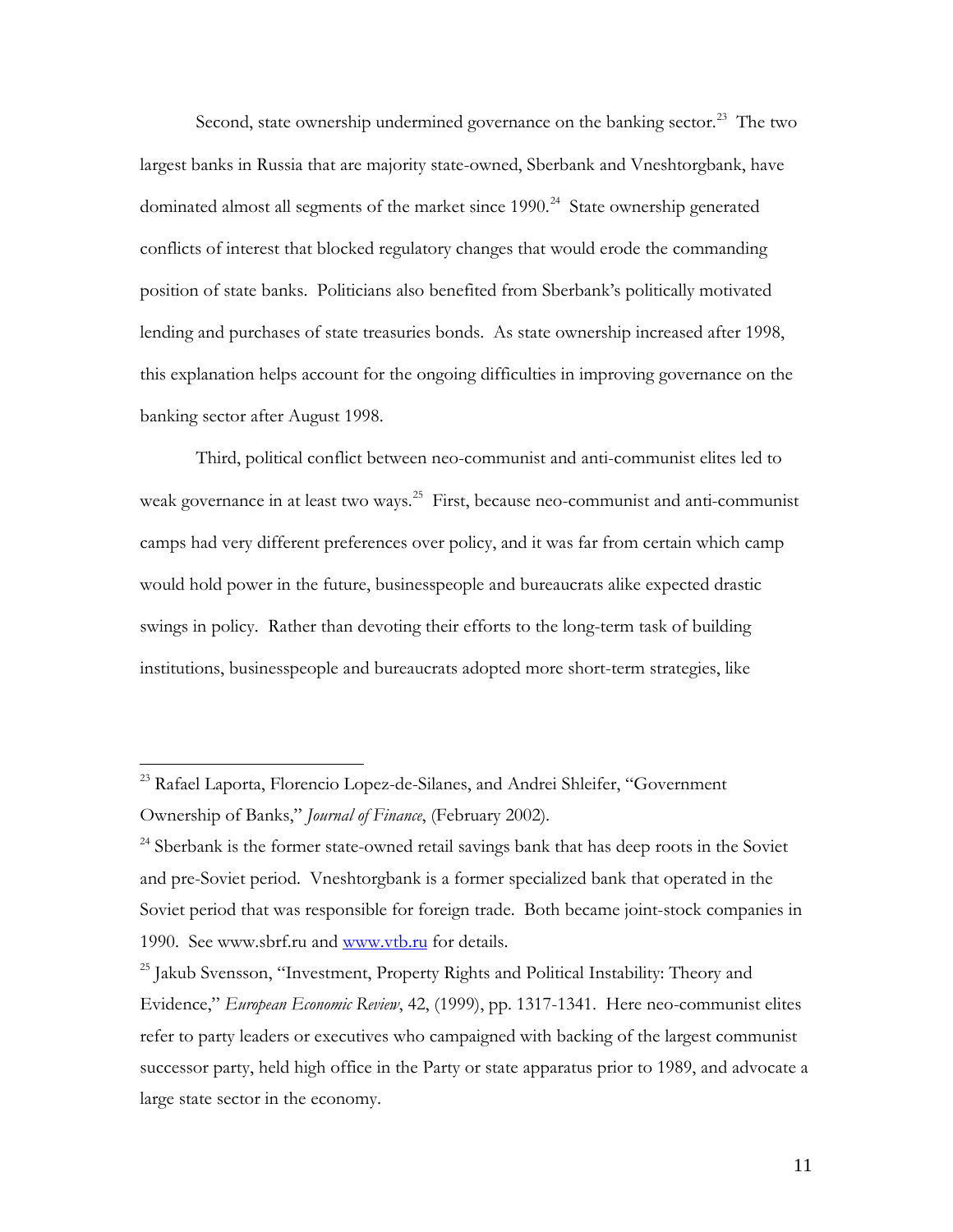Second, state ownership undermined governance on the banking sector.[23] The two largest banks in Russia that are majority state-owned, Sberbank and Vneshtorgbank, have dominated almost all segments of the market since 1990.[24] State ownership generated conflicts of interest that blocked regulatory changes that would erode the commanding position of state banks. Politicians also benefited from Sberbank's politically motivated lending and purchases of state treasuries bonds. As state ownership increased after 1998, this explanation helps account for the ongoing difficulties in improving governance on the banking sector after August 1998.

Third, political conflict between neo-communist and anti-communist elites led to weak governance in at least two ways.[25] First, because neo-communist and anti-communist camps had very different preferences over policy, and it was far from certain which camp would hold power in the future, businesspeople and bureaucrats alike expected drastic swings in policy. Rather than devoting their efforts to the long-term task of building institutions, businesspeople and bureaucrats adopted more short-term strategies, like

---

[23] Rafael Laporta, Florencio Lopez-de-Silanes, and Andrei Shleifer, "Government Ownership of Banks," *Journal of Finance*, (February 2002).

[24] Sberbank is the former state-owned retail savings bank that has deep roots in the Soviet and pre-Soviet period. Vneshtorgbank is a former specialized bank that operated in the Soviet period that was responsible for foreign trade. Both became joint-stock companies in 1990. See www.sbrf.ru and [www.vtb.ru](www.vtb.ru) for details.

[25] Jakub Svensson, "Investment, Property Rights and Political Instability: Theory and Evidence," *European Economic Review*, 42, (1999), pp. 1317-1341. Here neo-communist elites refer to party leaders or executives who campaigned with backing of the largest communist successor party, held high office in the Party or state apparatus prior to 1989, and advocate a large state sector in the economy.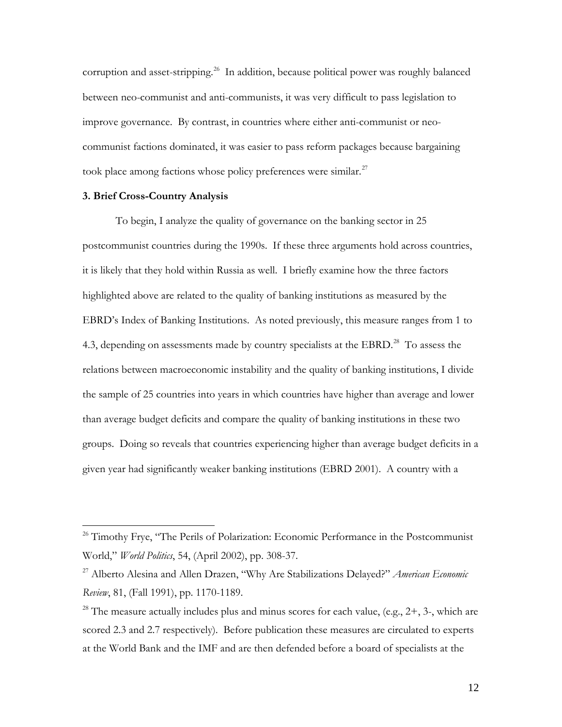corruption and asset-stripping.[26] In addition, because political power was roughly balanced between neo-communist and anti-communists, it was very difficult to pass legislation to improve governance. By contrast, in countries where either anti-communist or neo-communist factions dominated, it was easier to pass reform packages because bargaining took place among factions whose policy preferences were similar.[27]

**3. Brief Cross-Country Analysis**

To begin, I analyze the quality of governance on the banking sector in 25 postcommunist countries during the 1990s. If these three arguments hold across countries, it is likely that they hold within Russia as well. I briefly examine how the three factors highlighted above are related to the quality of banking institutions as measured by the EBRD's Index of Banking Institutions. As noted previously, this measure ranges from 1 to 4.3, depending on assessments made by country specialists at the EBRD.[28] To assess the relations between macroeconomic instability and the quality of banking institutions, I divide the sample of 25 countries into years in which countries have higher than average and lower than average budget deficits and compare the quality of banking institutions in these two groups. Doing so reveals that countries experiencing higher than average budget deficits in a given year had significantly weaker banking institutions (EBRD 2001). A country with a

---

[26] Timothy Frye, "The Perils of Polarization: Economic Performance in the Postcommunist World," *World Politics*, 54, (April 2002), pp. 308-37.

[27] Alberto Alesina and Allen Drazen, "Why Are Stabilizations Delayed?" *American Economic Review*, 81, (Fall 1991), pp. 1170-1189.

[28] The measure actually includes plus and minus scores for each value, (e.g., 2+, 3-, which are scored 2.3 and 2.7 respectively). Before publication these measures are circulated to experts at the World Bank and the IMF and are then defended before a board of specialists at the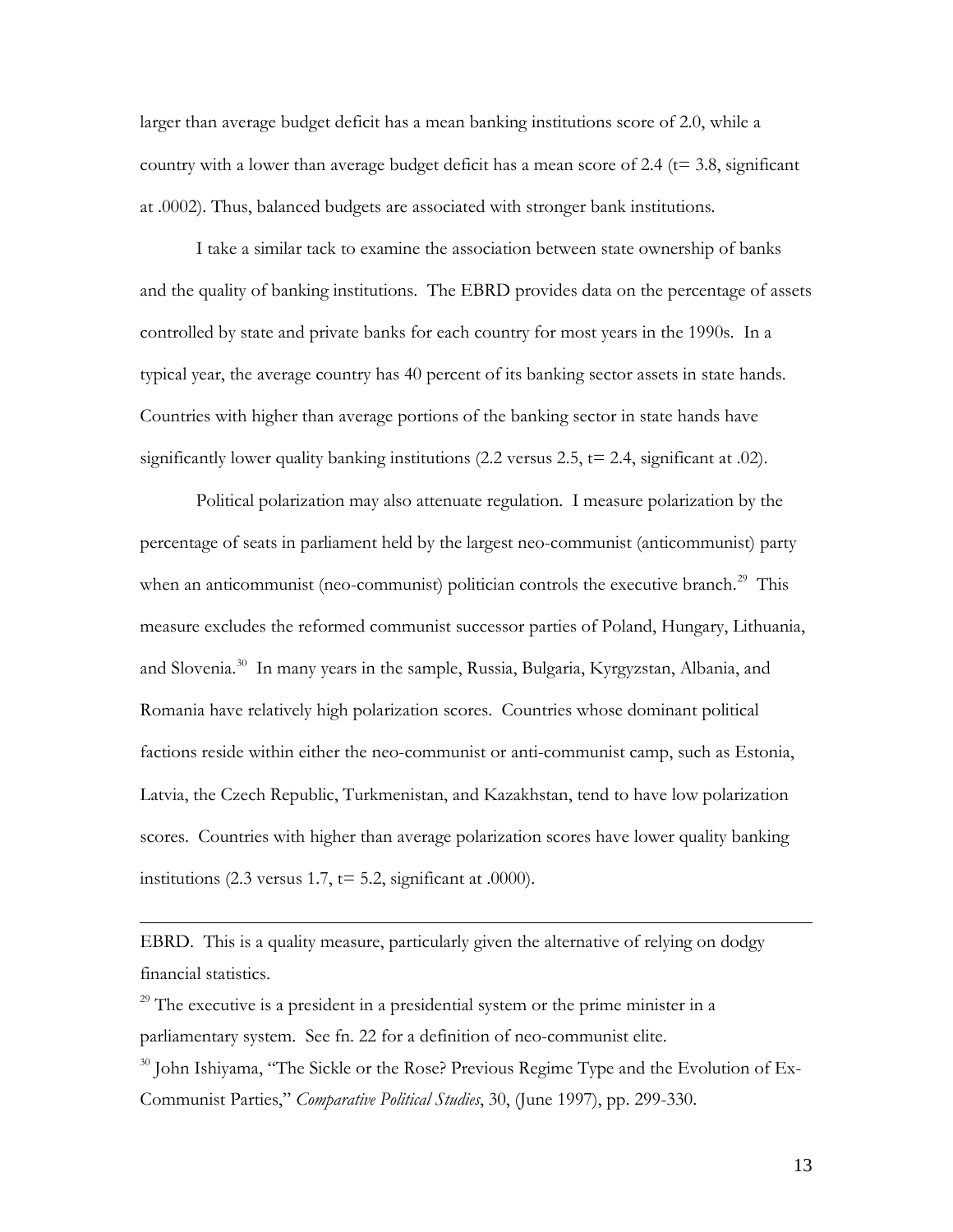larger than average budget deficit has a mean banking institutions score of 2.0, while a country with a lower than average budget deficit has a mean score of 2.4 (t= 3.8, significant at .0002). Thus, balanced budgets are associated with stronger bank institutions.

I take a similar tack to examine the association between state ownership of banks and the quality of banking institutions. The EBRD provides data on the percentage of assets controlled by state and private banks for each country for most years in the 1990s. In a typical year, the average country has 40 percent of its banking sector assets in state hands. Countries with higher than average portions of the banking sector in state hands have significantly lower quality banking institutions (2.2 versus 2.5, t= 2.4, significant at .02).

Political polarization may also attenuate regulation. I measure polarization by the percentage of seats in parliament held by the largest neo-communist (anticommunist) party when an anticommunist (neo-communist) politician controls the executive branch.[29] This measure excludes the reformed communist successor parties of Poland, Hungary, Lithuania, and Slovenia.[30] In many years in the sample, Russia, Bulgaria, Kyrgyzstan, Albania, and Romania have relatively high polarization scores. Countries whose dominant political factions reside within either the neo-communist or anti-communist camp, such as Estonia, Latvia, the Czech Republic, Turkmenistan, and Kazakhstan, tend to have low polarization scores. Countries with higher than average polarization scores have lower quality banking institutions (2.3 versus 1.7, t= 5.2, significant at .0000).

---

EBRD. This is a quality measure, particularly given the alternative of relying on dodgy financial statistics.

[29] The executive is a president in a presidential system or the prime minister in a parliamentary system. See fn. 22 for a definition of neo-communist elite.

[30] John Ishiyama, "The Sickle or the Rose? Previous Regime Type and the Evolution of Ex-Communist Parties," *Comparative Political Studies*, 30, (June 1997), pp. 299-330.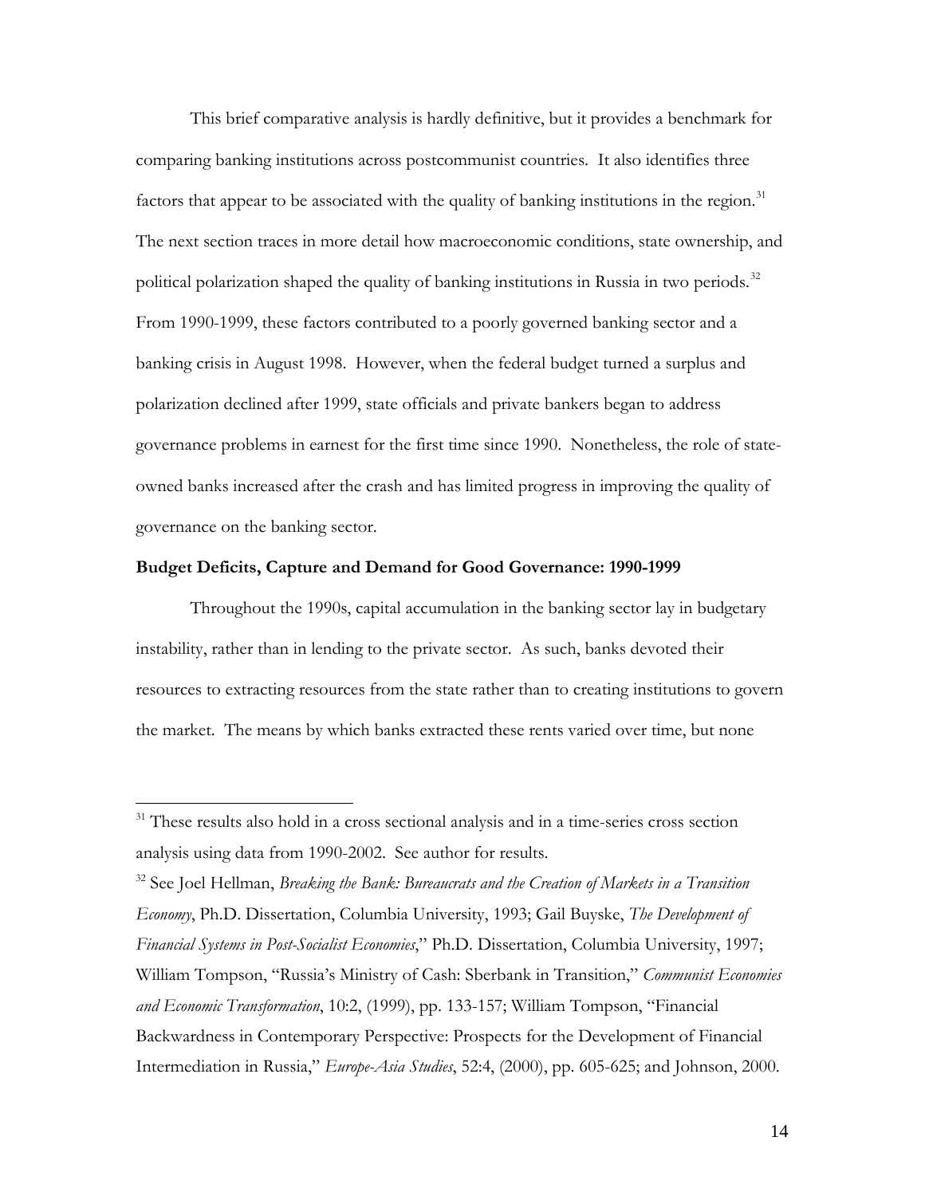This brief comparative analysis is hardly definitive, but it provides a benchmark for comparing banking institutions across postcommunist countries. It also identifies three factors that appear to be associated with the quality of banking institutions in the region.[31] The next section traces in more detail how macroeconomic conditions, state ownership, and political polarization shaped the quality of banking institutions in Russia in two periods.[32] From 1990-1999, these factors contributed to a poorly governed banking sector and a banking crisis in August 1998. However, when the federal budget turned a surplus and polarization declined after 1999, state officials and private bankers began to address governance problems in earnest for the first time since 1990. Nonetheless, the role of state-owned banks increased after the crash and has limited progress in improving the quality of governance on the banking sector.

**Budget Deficits, Capture and Demand for Good Governance: 1990-1999**

Throughout the 1990s, capital accumulation in the banking sector lay in budgetary instability, rather than in lending to the private sector. As such, banks devoted their resources to extracting resources from the state rather than to creating institutions to govern the market. The means by which banks extracted these rents varied over time, but none

---

[31] These results also hold in a cross sectional analysis and in a time-series cross section analysis using data from 1990-2002. See author for results.

[32] See Joel Hellman, *Breaking the Bank: Bureaucrats and the Creation of Markets in a Transition Economy*, Ph.D. Dissertation, Columbia University, 1993; Gail Buyske, *The Development of Financial Systems in Post-Socialist Economies*," Ph.D. Dissertation, Columbia University, 1997; William Tompson, "Russia's Ministry of Cash: Sberbank in Transition," *Communist Economies and Economic Transformation*, 10:2, (1999), pp. 133-157; William Tompson, "Financial Backwardness in Contemporary Perspective: Prospects for the Development of Financial Intermediation in Russia," *Europe-Asia Studies*, 52:4, (2000), pp. 605-625; and Johnson, 2000.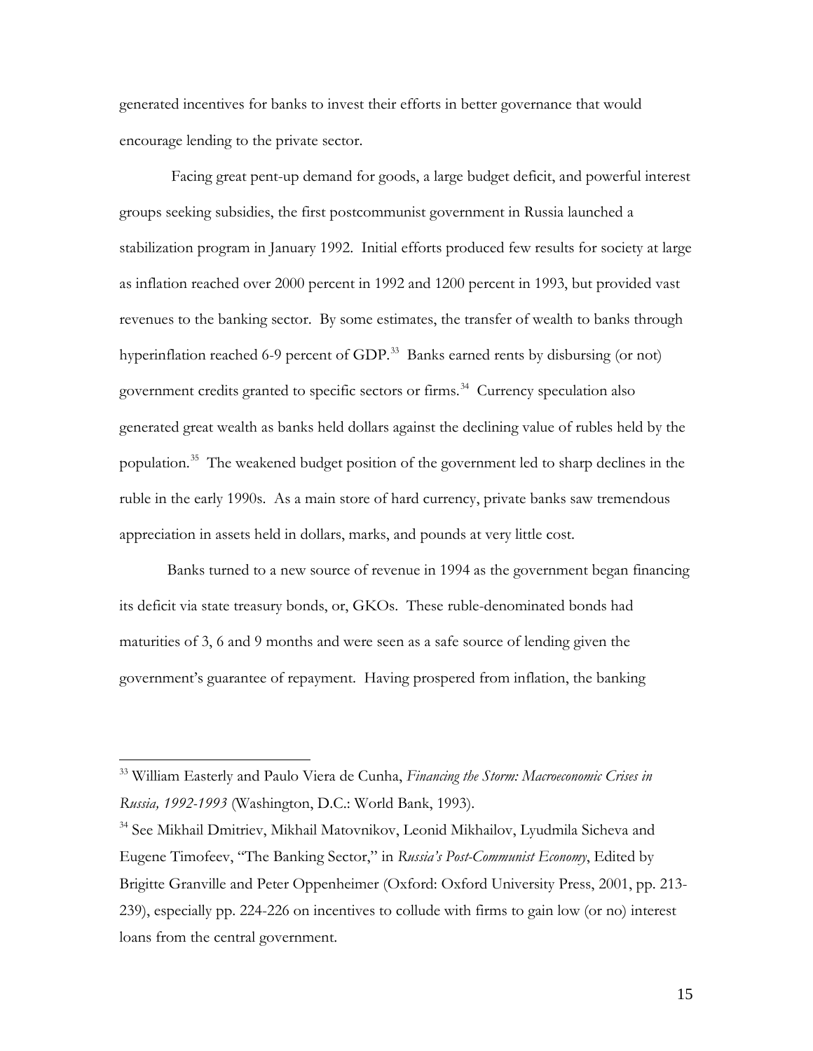generated incentives for banks to invest their efforts in better governance that would encourage lending to the private sector.

Facing great pent-up demand for goods, a large budget deficit, and powerful interest groups seeking subsidies, the first postcommunist government in Russia launched a stabilization program in January 1992. Initial efforts produced few results for society at large as inflation reached over 2000 percent in 1992 and 1200 percent in 1993, but provided vast revenues to the banking sector. By some estimates, the transfer of wealth to banks through hyperinflation reached 6-9 percent of GDP.[33] Banks earned rents by disbursing (or not) government credits granted to specific sectors or firms.[34] Currency speculation also generated great wealth as banks held dollars against the declining value of rubles held by the population.[35] The weakened budget position of the government led to sharp declines in the ruble in the early 1990s. As a main store of hard currency, private banks saw tremendous appreciation in assets held in dollars, marks, and pounds at very little cost.

Banks turned to a new source of revenue in 1994 as the government began financing its deficit via state treasury bonds, or, GKOs. These ruble-denominated bonds had maturities of 3, 6 and 9 months and were seen as a safe source of lending given the government's guarantee of repayment. Having prospered from inflation, the banking

---

[33] William Easterly and Paulo Viera de Cunha, *Financing the Storm: Macroeconomic Crises in Russia, 1992-1993* (Washington, D.C.: World Bank, 1993).

[34] See Mikhail Dmitriev, Mikhail Matovnikov, Leonid Mikhailov, Lyudmila Sicheva and Eugene Timofeev, "The Banking Sector," in *Russia's Post-Communist Economy*, Edited by Brigitte Granville and Peter Oppenheimer (Oxford: Oxford University Press, 2001, pp. 213-239), especially pp. 224-226 on incentives to collude with firms to gain low (or no) interest loans from the central government.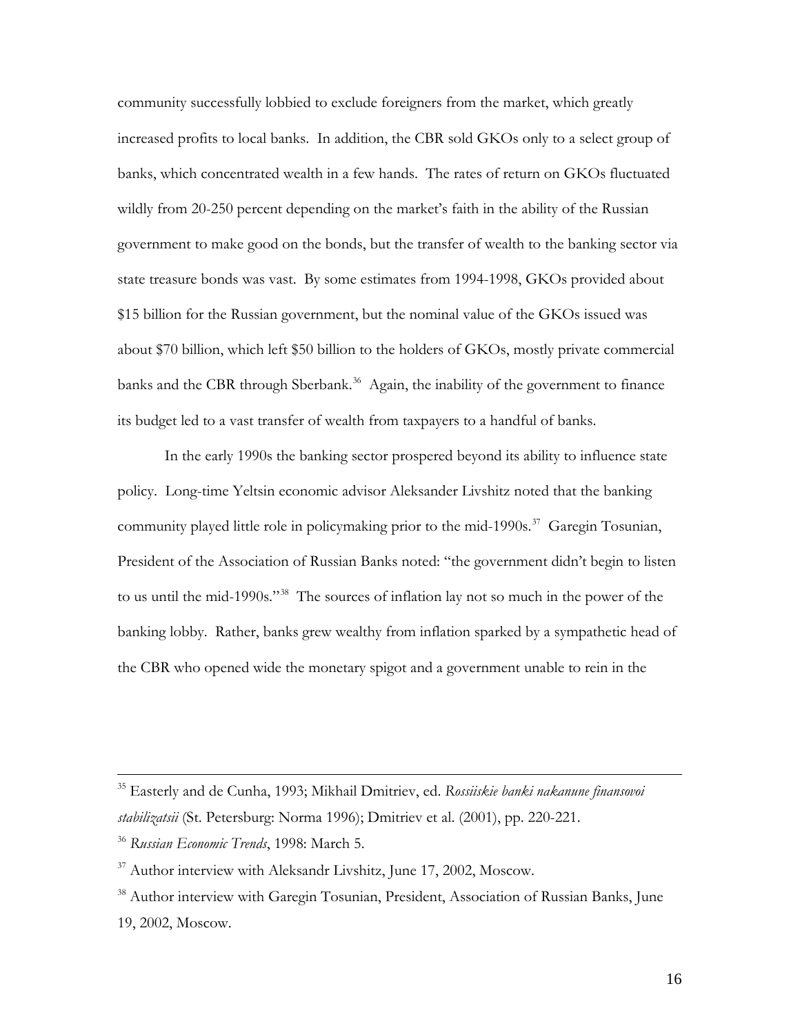community successfully lobbied to exclude foreigners from the market, which greatly increased profits to local banks. In addition, the CBR sold GKOs only to a select group of banks, which concentrated wealth in a few hands. The rates of return on GKOs fluctuated wildly from 20-250 percent depending on the market's faith in the ability of the Russian government to make good on the bonds, but the transfer of wealth to the banking sector via state treasure bonds was vast. By some estimates from 1994-1998, GKOs provided about $15 billion for the Russian government, but the nominal value of the GKOs issued was about $70 billion, which left $50 billion to the holders of GKOs, mostly private commercial banks and the CBR through Sberbank.[36] Again, the inability of the government to finance its budget led to a vast transfer of wealth from taxpayers to a handful of banks.

In the early 1990s the banking sector prospered beyond its ability to influence state policy. Long-time Yeltsin economic advisor Aleksander Livshitz noted that the banking community played little role in policymaking prior to the mid-1990s.[37] Garegin Tosunian, President of the Association of Russian Banks noted: "the government didn't begin to listen to us until the mid-1990s."[38] The sources of inflation lay not so much in the power of the banking lobby. Rather, banks grew wealthy from inflation sparked by a sympathetic head of the CBR who opened wide the monetary spigot and a government unable to rein in the

---

[35] Easterly and de Cunha, 1993; Mikhail Dmitriev, ed. *Rossiiskie banki nakanune finansovoi stabilizatsii* (St. Petersburg: Norma 1996); Dmitriev et al. (2001), pp. 220-221.

[36] *Russian Economic Trends*, 1998: March 5.

[37] Author interview with Aleksandr Livshitz, June 17, 2002, Moscow.

[38] Author interview with Garegin Tosunian, President, Association of Russian Banks, June 19, 2002, Moscow.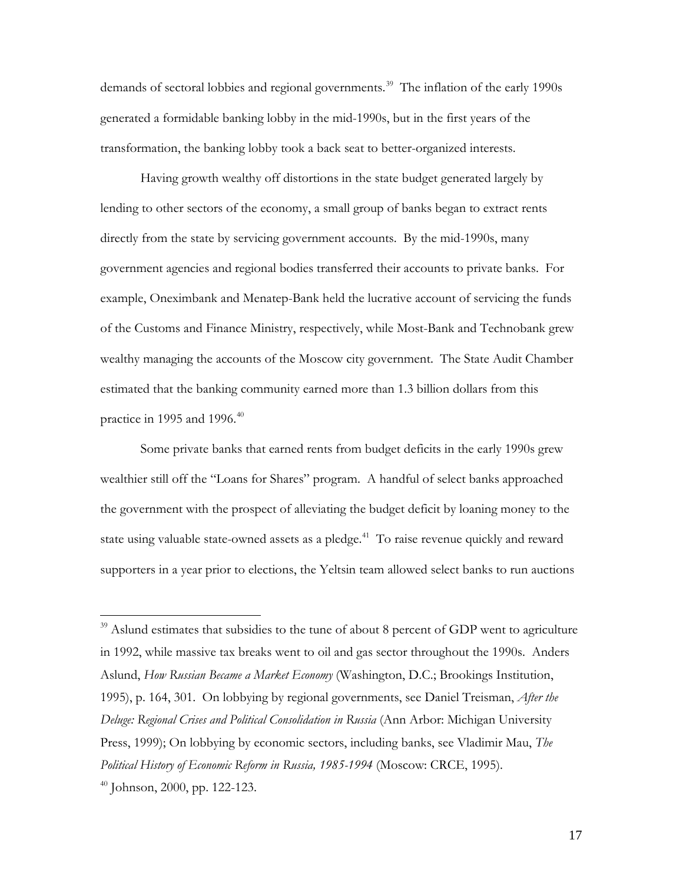demands of sectoral lobbies and regional governments.[39] The inflation of the early 1990s generated a formidable banking lobby in the mid-1990s, but in the first years of the transformation, the banking lobby took a back seat to better-organized interests.

Having growth wealthy off distortions in the state budget generated largely by lending to other sectors of the economy, a small group of banks began to extract rents directly from the state by servicing government accounts. By the mid-1990s, many government agencies and regional bodies transferred their accounts to private banks. For example, Oneximbank and Menatep-Bank held the lucrative account of servicing the funds of the Customs and Finance Ministry, respectively, while Most-Bank and Technobank grew wealthy managing the accounts of the Moscow city government. The State Audit Chamber estimated that the banking community earned more than 1.3 billion dollars from this practice in 1995 and 1996.[40]

Some private banks that earned rents from budget deficits in the early 1990s grew wealthier still off the "Loans for Shares" program. A handful of select banks approached the government with the prospect of alleviating the budget deficit by loaning money to the state using valuable state-owned assets as a pledge.[41] To raise revenue quickly and reward supporters in a year prior to elections, the Yeltsin team allowed select banks to run auctions

---

[39] Aslund estimates that subsidies to the tune of about 8 percent of GDP went to agriculture in 1992, while massive tax breaks went to oil and gas sector throughout the 1990s. Anders Aslund, *How Russian Became a Market Economy* (Washington, D.C.; Brookings Institution, 1995), p. 164, 301. On lobbying by regional governments, see Daniel Treisman, *After the Deluge: Regional Crises and Political Consolidation in Russia* (Ann Arbor: Michigan University Press, 1999); On lobbying by economic sectors, including banks, see Vladimir Mau, *The Political History of Economic Reform in Russia, 1985-1994* (Moscow: CRCE, 1995).

[40] Johnson, 2000, pp. 122-123.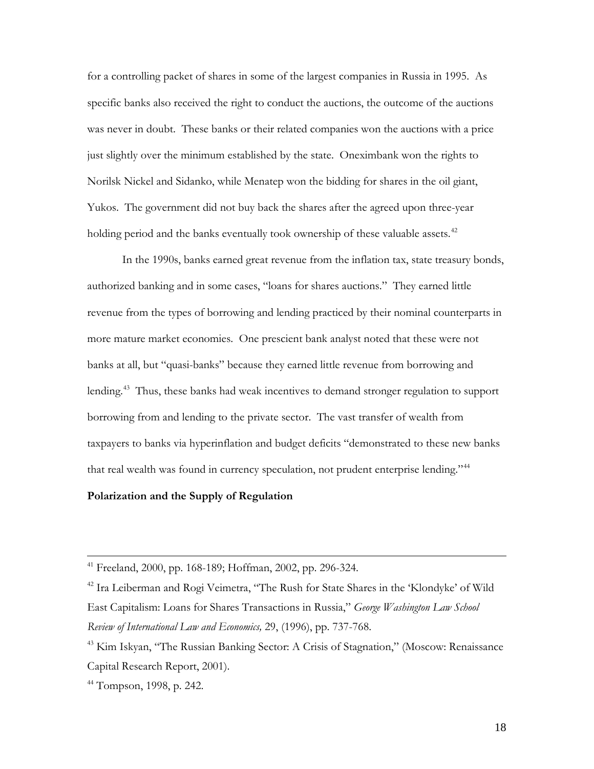for a controlling packet of shares in some of the largest companies in Russia in 1995. As specific banks also received the right to conduct the auctions, the outcome of the auctions was never in doubt. These banks or their related companies won the auctions with a price just slightly over the minimum established by the state. Oneximbank won the rights to Norilsk Nickel and Sidanko, while Menatep won the bidding for shares in the oil giant, Yukos. The government did not buy back the shares after the agreed upon three-year holding period and the banks eventually took ownership of these valuable assets.[42]

In the 1990s, banks earned great revenue from the inflation tax, state treasury bonds, authorized banking and in some cases, "loans for shares auctions." They earned little revenue from the types of borrowing and lending practiced by their nominal counterparts in more mature market economies. One prescient bank analyst noted that these were not banks at all, but "quasi-banks" because they earned little revenue from borrowing and lending.[43] Thus, these banks had weak incentives to demand stronger regulation to support borrowing from and lending to the private sector. The vast transfer of wealth from taxpayers to banks via hyperinflation and budget deficits "demonstrated to these new banks that real wealth was found in currency speculation, not prudent enterprise lending."[44]

**Polarization and the Supply of Regulation**

---

[41] Freeland, 2000, pp. 168-189; Hoffman, 2002, pp. 296-324.

[42] Ira Leiberman and Rogi Veimetra, "The Rush for State Shares in the 'Klondyke' of Wild East Capitalism: Loans for Shares Transactions in Russia," *George Washington Law School Review of International Law and Economics,* 29, (1996), pp. 737-768.

[43] Kim Iskyan, "The Russian Banking Sector: A Crisis of Stagnation," (Moscow: Renaissance Capital Research Report, 2001).

[44] Tompson, 1998, p. 242.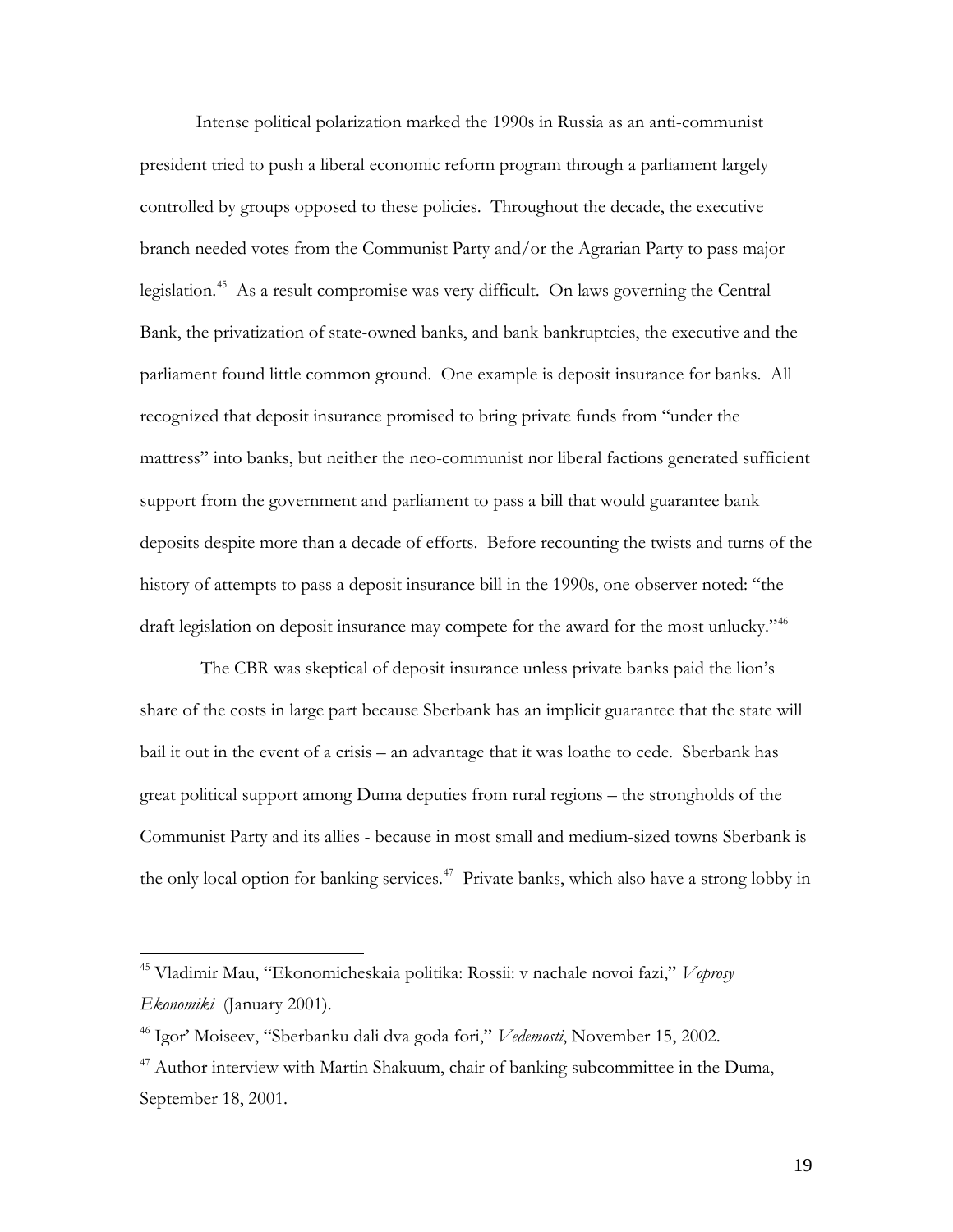Intense political polarization marked the 1990s in Russia as an anti-communist president tried to push a liberal economic reform program through a parliament largely controlled by groups opposed to these policies. Throughout the decade, the executive branch needed votes from the Communist Party and/or the Agrarian Party to pass major legislation.[45] As a result compromise was very difficult. On laws governing the Central Bank, the privatization of state-owned banks, and bank bankruptcies, the executive and the parliament found little common ground. One example is deposit insurance for banks. All recognized that deposit insurance promised to bring private funds from "under the mattress" into banks, but neither the neo-communist nor liberal factions generated sufficient support from the government and parliament to pass a bill that would guarantee bank deposits despite more than a decade of efforts. Before recounting the twists and turns of the history of attempts to pass a deposit insurance bill in the 1990s, one observer noted: "the draft legislation on deposit insurance may compete for the award for the most unlucky."[46]

The CBR was skeptical of deposit insurance unless private banks paid the lion's share of the costs in large part because Sberbank has an implicit guarantee that the state will bail it out in the event of a crisis – an advantage that it was loathe to cede. Sberbank has great political support among Duma deputies from rural regions – the strongholds of the Communist Party and its allies - because in most small and medium-sized towns Sberbank is the only local option for banking services.[47] Private banks, which also have a strong lobby in

---

[45] Vladimir Mau, "Ekonomicheskaia politika: Rossii: v nachale novoi fazi," *Voprosy Ekonomiki* (January 2001).

[46] Igor' Moiseev, "Sberbanku dali dva goda fori," *Vedemosti*, November 15, 2002.

[47] Author interview with Martin Shakuum, chair of banking subcommittee in the Duma, September 18, 2001.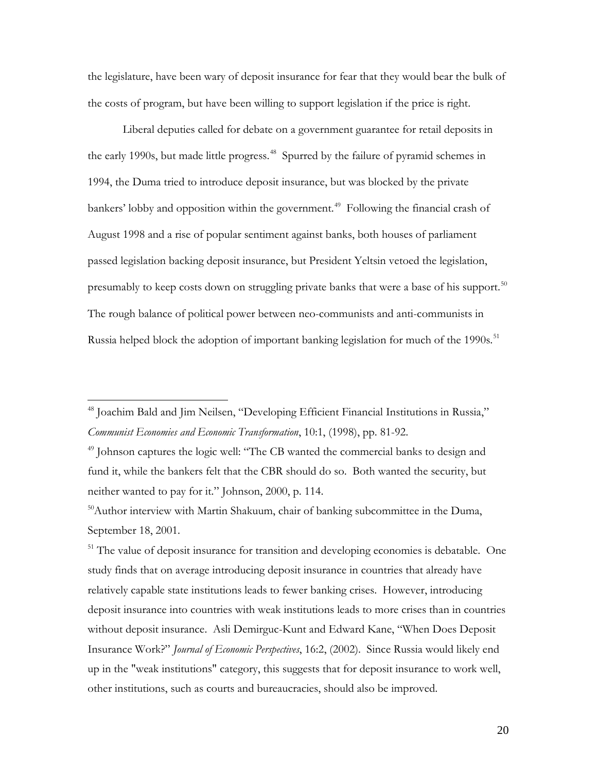the legislature, have been wary of deposit insurance for fear that they would bear the bulk of the costs of program, but have been willing to support legislation if the price is right.

Liberal deputies called for debate on a government guarantee for retail deposits in the early 1990s, but made little progress.[48] Spurred by the failure of pyramid schemes in 1994, the Duma tried to introduce deposit insurance, but was blocked by the private bankers' lobby and opposition within the government.[49] Following the financial crash of August 1998 and a rise of popular sentiment against banks, both houses of parliament passed legislation backing deposit insurance, but President Yeltsin vetoed the legislation, presumably to keep costs down on struggling private banks that were a base of his support.[50] The rough balance of political power between neo-communists and anti-communists in Russia helped block the adoption of important banking legislation for much of the 1990s.[51]

---

[48] Joachim Bald and Jim Neilsen, "Developing Efficient Financial Institutions in Russia," *Communist Economies and Economic Transformation*, 10:1, (1998), pp. 81-92.

[49] Johnson captures the logic well: "The CB wanted the commercial banks to design and fund it, while the bankers felt that the CBR should do so. Both wanted the security, but neither wanted to pay for it." Johnson, 2000, p. 114.

[50] Author interview with Martin Shakuum, chair of banking subcommittee in the Duma, September 18, 2001.

[51] The value of deposit insurance for transition and developing economies is debatable. One study finds that on average introducing deposit insurance in countries that already have relatively capable state institutions leads to fewer banking crises. However, introducing deposit insurance into countries with weak institutions leads to more crises than in countries without deposit insurance. Asli Demirguc-Kunt and Edward Kane, "When Does Deposit Insurance Work?" *Journal of Economic Perspectives*, 16:2, (2002). Since Russia would likely end up in the "weak institutions" category, this suggests that for deposit insurance to work well, other institutions, such as courts and bureaucracies, should also be improved.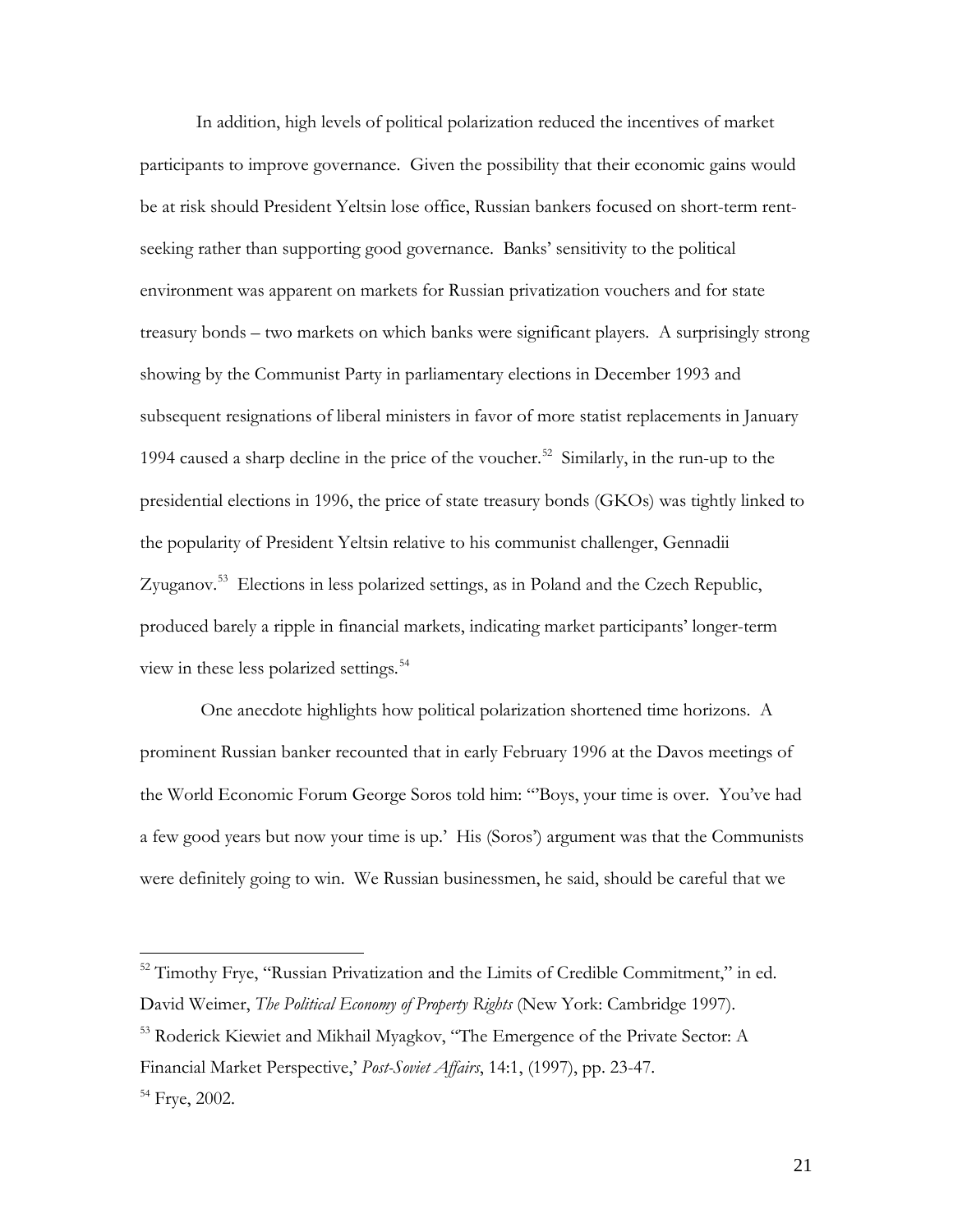In addition, high levels of political polarization reduced the incentives of market participants to improve governance. Given the possibility that their economic gains would be at risk should President Yeltsin lose office, Russian bankers focused on short-term rent-seeking rather than supporting good governance. Banks' sensitivity to the political environment was apparent on markets for Russian privatization vouchers and for state treasury bonds – two markets on which banks were significant players. A surprisingly strong showing by the Communist Party in parliamentary elections in December 1993 and subsequent resignations of liberal ministers in favor of more statist replacements in January 1994 caused a sharp decline in the price of the voucher.[52] Similarly, in the run-up to the presidential elections in 1996, the price of state treasury bonds (GKOs) was tightly linked to the popularity of President Yeltsin relative to his communist challenger, Gennadii Zyuganov.[53] Elections in less polarized settings, as in Poland and the Czech Republic, produced barely a ripple in financial markets, indicating market participants' longer-term view in these less polarized settings.[54]

One anecdote highlights how political polarization shortened time horizons. A prominent Russian banker recounted that in early February 1996 at the Davos meetings of the World Economic Forum George Soros told him: "'Boys, your time is over. You've had a few good years but now your time is up.' His (Soros') argument was that the Communists were definitely going to win. We Russian businessmen, he said, should be careful that we

---

[52] Timothy Frye, "Russian Privatization and the Limits of Credible Commitment," in ed. David Weimer, *The Political Economy of Property Rights* (New York: Cambridge 1997).

[53] Roderick Kiewiet and Mikhail Myagkov, "The Emergence of the Private Sector: A Financial Market Perspective,' *Post-Soviet Affairs*, 14:1, (1997), pp. 23-47.

[54] Frye, 2002.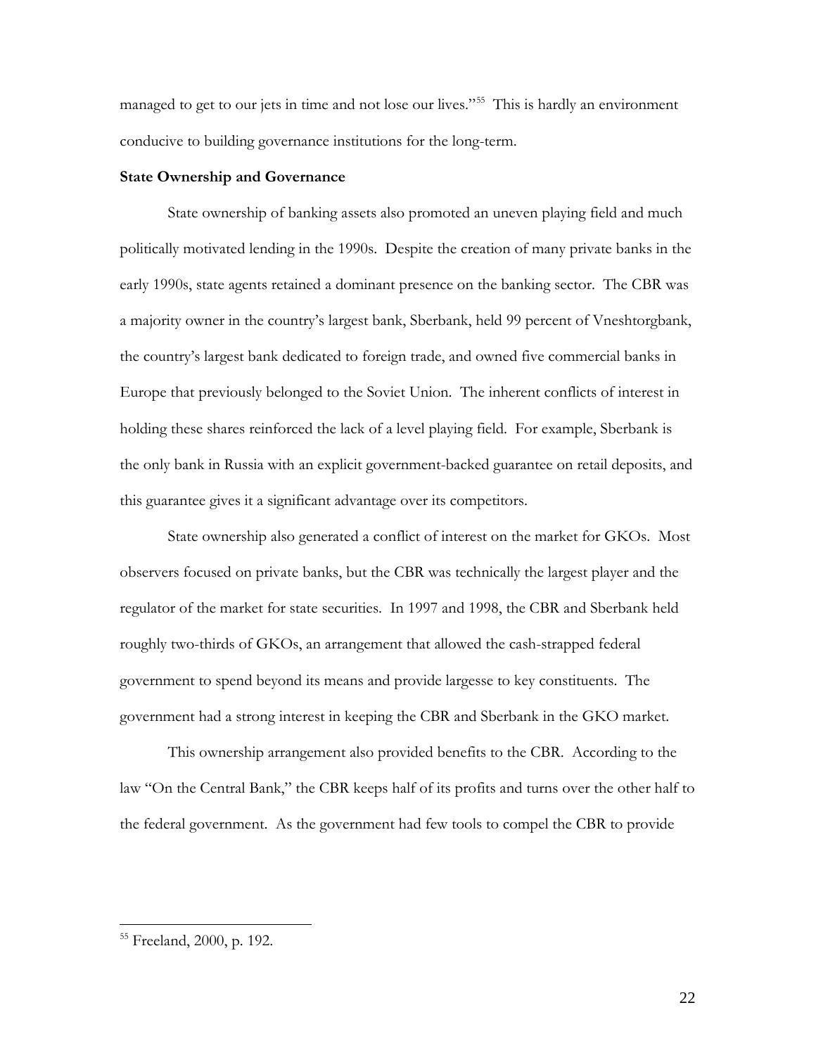managed to get to our jets in time and not lose our lives."[55] This is hardly an environment conducive to building governance institutions for the long-term.

**State Ownership and Governance**

State ownership of banking assets also promoted an uneven playing field and much politically motivated lending in the 1990s. Despite the creation of many private banks in the early 1990s, state agents retained a dominant presence on the banking sector. The CBR was a majority owner in the country's largest bank, Sberbank, held 99 percent of Vneshtorgbank, the country's largest bank dedicated to foreign trade, and owned five commercial banks in Europe that previously belonged to the Soviet Union. The inherent conflicts of interest in holding these shares reinforced the lack of a level playing field. For example, Sberbank is the only bank in Russia with an explicit government-backed guarantee on retail deposits, and this guarantee gives it a significant advantage over its competitors.

State ownership also generated a conflict of interest on the market for GKOs. Most observers focused on private banks, but the CBR was technically the largest player and the regulator of the market for state securities. In 1997 and 1998, the CBR and Sberbank held roughly two-thirds of GKOs, an arrangement that allowed the cash-strapped federal government to spend beyond its means and provide largesse to key constituents. The government had a strong interest in keeping the CBR and Sberbank in the GKO market.

This ownership arrangement also provided benefits to the CBR. According to the law "On the Central Bank," the CBR keeps half of its profits and turns over the other half to the federal government. As the government had few tools to compel the CBR to provide

---

[55] Freeland, 2000, p. 192.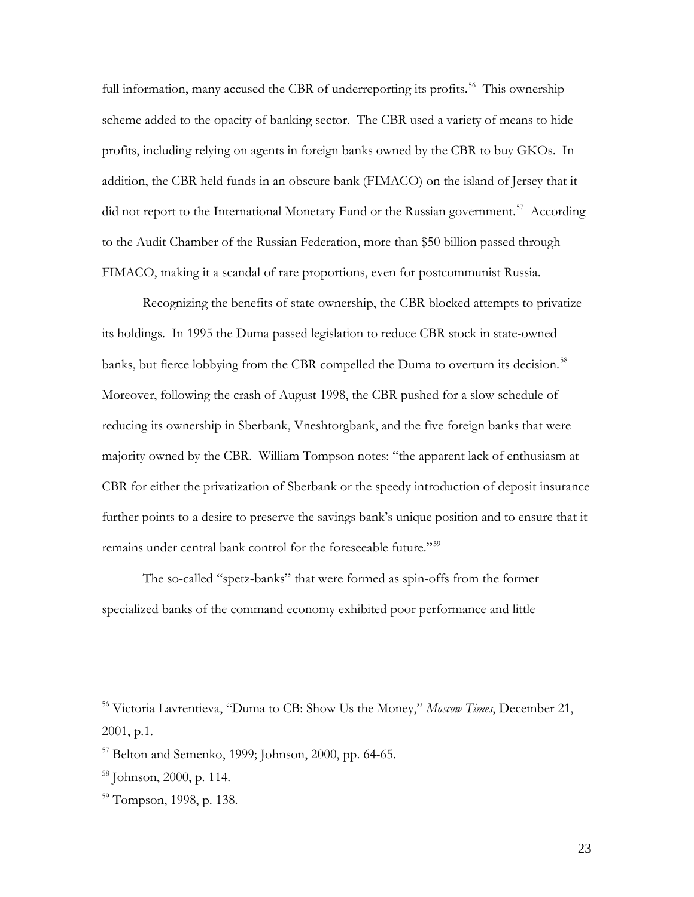full information, many accused the CBR of underreporting its profits.[56] This ownership scheme added to the opacity of banking sector. The CBR used a variety of means to hide profits, including relying on agents in foreign banks owned by the CBR to buy GKOs. In addition, the CBR held funds in an obscure bank (FIMACO) on the island of Jersey that it did not report to the International Monetary Fund or the Russian government.[57] According to the Audit Chamber of the Russian Federation, more than $50 billion passed through FIMACO, making it a scandal of rare proportions, even for postcommunist Russia.

Recognizing the benefits of state ownership, the CBR blocked attempts to privatize its holdings. In 1995 the Duma passed legislation to reduce CBR stock in state-owned banks, but fierce lobbying from the CBR compelled the Duma to overturn its decision.[58] Moreover, following the crash of August 1998, the CBR pushed for a slow schedule of reducing its ownership in Sberbank, Vneshtorgbank, and the five foreign banks that were majority owned by the CBR. William Tompson notes: "the apparent lack of enthusiasm at CBR for either the privatization of Sberbank or the speedy introduction of deposit insurance further points to a desire to preserve the savings bank's unique position and to ensure that it remains under central bank control for the foreseeable future."[59]

The so-called "spetz-banks" that were formed as spin-offs from the former specialized banks of the command economy exhibited poor performance and little

---

[56] Victoria Lavrentieva, "Duma to CB: Show Us the Money," *Moscow Times*, December 21, 2001, p.1.

[57] Belton and Semenko, 1999; Johnson, 2000, pp. 64-65.

[58] Johnson, 2000, p. 114.

[59] Tompson, 1998, p. 138.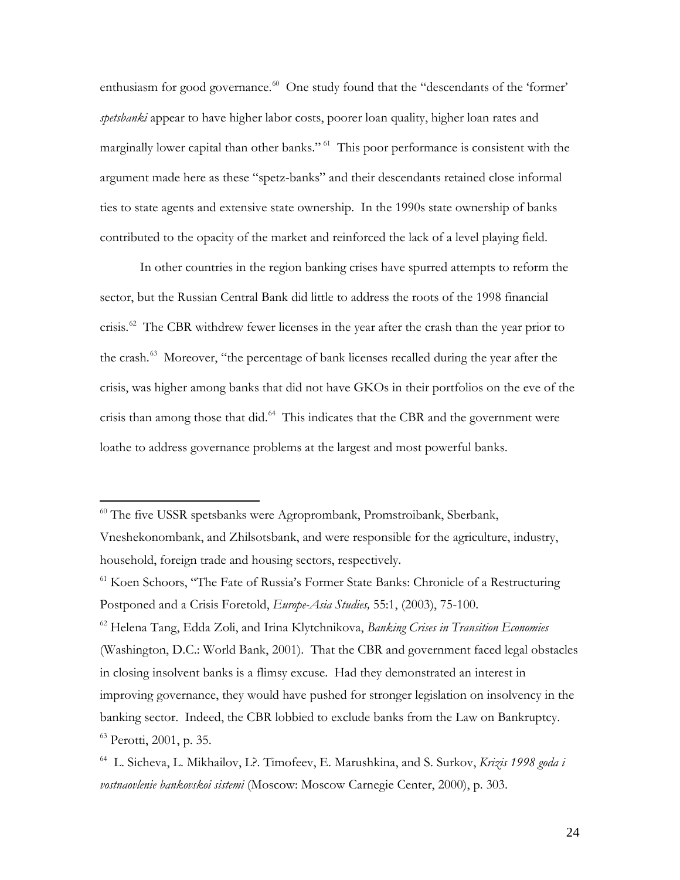enthusiasm for good governance.[60] One study found that the "descendants of the 'former' *spetsbanki* appear to have higher labor costs, poorer loan quality, higher loan rates and marginally lower capital than other banks."[61] This poor performance is consistent with the argument made here as these "spetz-banks" and their descendants retained close informal ties to state agents and extensive state ownership. In the 1990s state ownership of banks contributed to the opacity of the market and reinforced the lack of a level playing field.

In other countries in the region banking crises have spurred attempts to reform the sector, but the Russian Central Bank did little to address the roots of the 1998 financial crisis.[62] The CBR withdrew fewer licenses in the year after the crash than the year prior to the crash.[63] Moreover, "the percentage of bank licenses recalled during the year after the crisis, was higher among banks that did not have GKOs in their portfolios on the eve of the crisis than among those that did.[64] This indicates that the CBR and the government were loathe to address governance problems at the largest and most powerful banks.

---

[60] The five USSR spetsbanks were Agroprombank, Promstroibank, Sberbank, Vneshekonombank, and Zhilsotsbank, and were responsible for the agriculture, industry, household, foreign trade and housing sectors, respectively.

[61] Koen Schoors, "The Fate of Russia's Former State Banks: Chronicle of a Restructuring Postponed and a Crisis Foretold, *Europe-Asia Studies,* 55:1, (2003), 75-100.

[62] Helena Tang, Edda Zoli, and Irina Klytchnikova, *Banking Crises in Transition Economies* (Washington, D.C.: World Bank, 2001). That the CBR and government faced legal obstacles in closing insolvent banks is a flimsy excuse. Had they demonstrated an interest in improving governance, they would have pushed for stronger legislation on insolvency in the banking sector. Indeed, the CBR lobbied to exclude banks from the Law on Bankruptcy.

[63] Perotti, 2001, p. 35.

[64] L. Sicheva, L. Mikhailov, L?. Timofeev, E. Marushkina, and S. Surkov, *Krizis 1998 goda i vostnaovlenie bankovskoi sistemi* (Moscow: Moscow Carnegie Center, 2000), p. 303.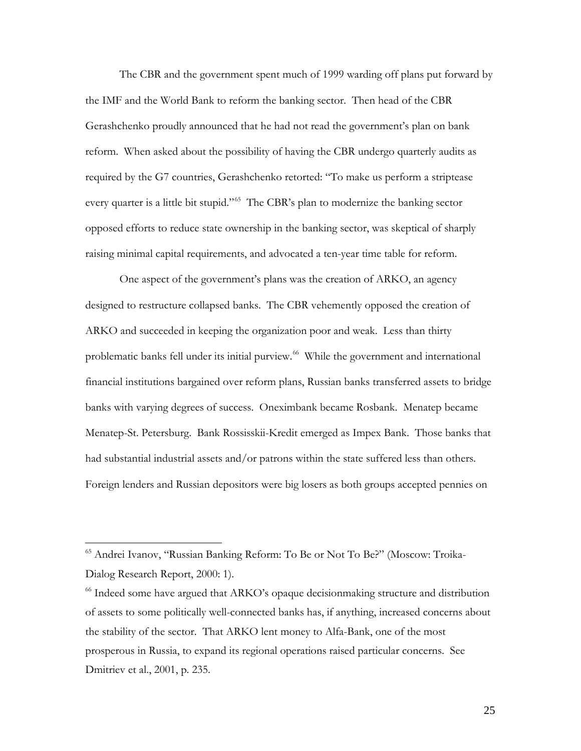The CBR and the government spent much of 1999 warding off plans put forward by the IMF and the World Bank to reform the banking sector. Then head of the CBR Gerashchenko proudly announced that he had not read the government's plan on bank reform. When asked about the possibility of having the CBR undergo quarterly audits as required by the G7 countries, Gerashchenko retorted: "To make us perform a striptease every quarter is a little bit stupid."[65] The CBR's plan to modernize the banking sector opposed efforts to reduce state ownership in the banking sector, was skeptical of sharply raising minimal capital requirements, and advocated a ten-year time table for reform.

One aspect of the government's plans was the creation of ARKO, an agency designed to restructure collapsed banks. The CBR vehemently opposed the creation of ARKO and succeeded in keeping the organization poor and weak. Less than thirty problematic banks fell under its initial purview.[66] While the government and international financial institutions bargained over reform plans, Russian banks transferred assets to bridge banks with varying degrees of success. Oneximbank became Rosbank. Menatep became Menatep-St. Petersburg. Bank Rossisskii-Kredit emerged as Impex Bank. Those banks that had substantial industrial assets and/or patrons within the state suffered less than others. Foreign lenders and Russian depositors were big losers as both groups accepted pennies on

---

[65] Andrei Ivanov, "Russian Banking Reform: To Be or Not To Be?" (Moscow: Troika-Dialog Research Report, 2000: 1).

[66] Indeed some have argued that ARKO's opaque decisionmaking structure and distribution of assets to some politically well-connected banks has, if anything, increased concerns about the stability of the sector. That ARKO lent money to Alfa-Bank, one of the most prosperous in Russia, to expand its regional operations raised particular concerns. See Dmitriev et al., 2001, p. 235.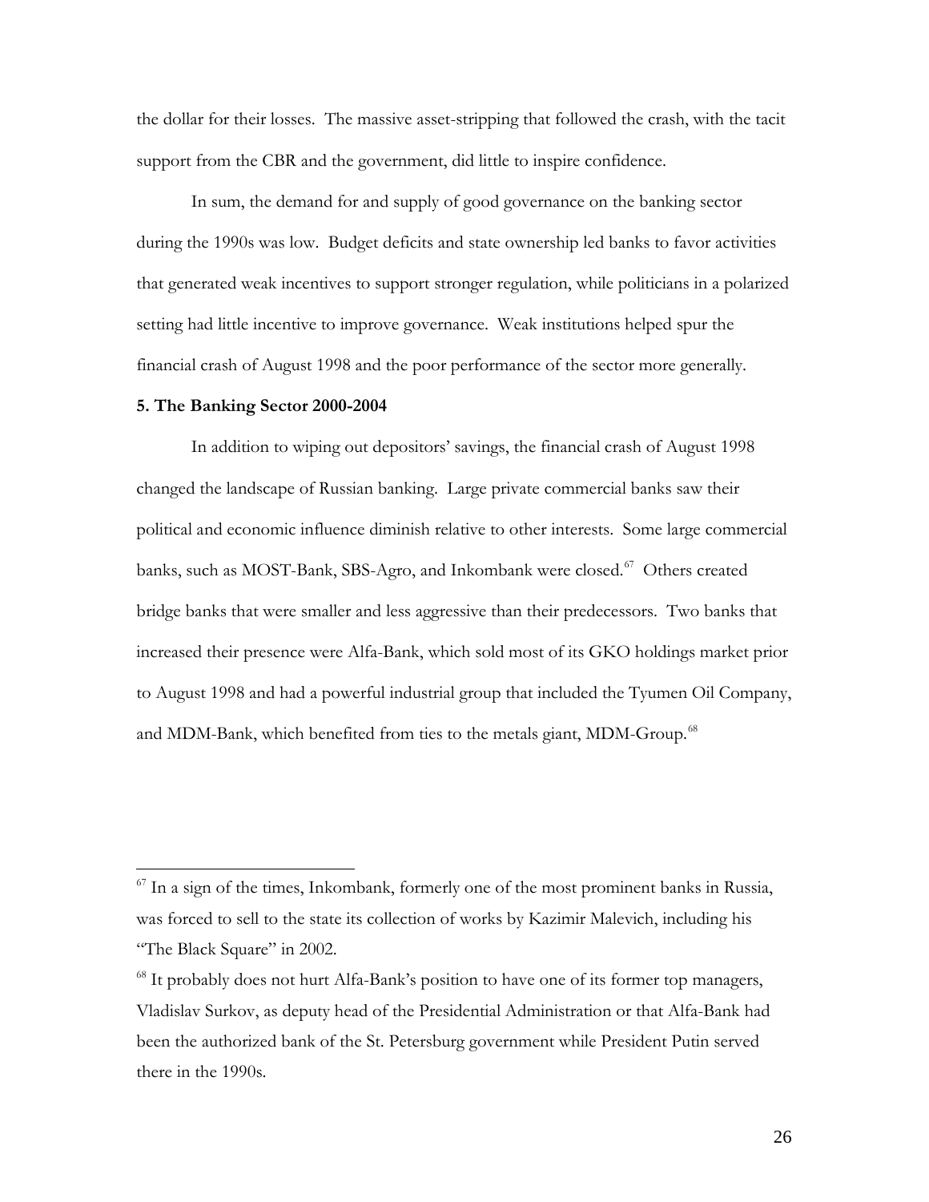the dollar for their losses. The massive asset-stripping that followed the crash, with the tacit support from the CBR and the government, did little to inspire confidence.

In sum, the demand for and supply of good governance on the banking sector during the 1990s was low. Budget deficits and state ownership led banks to favor activities that generated weak incentives to support stronger regulation, while politicians in a polarized setting had little incentive to improve governance. Weak institutions helped spur the financial crash of August 1998 and the poor performance of the sector more generally.

**5. The Banking Sector 2000-2004**

In addition to wiping out depositors' savings, the financial crash of August 1998 changed the landscape of Russian banking. Large private commercial banks saw their political and economic influence diminish relative to other interests. Some large commercial banks, such as MOST-Bank, SBS-Agro, and Inkombank were closed.[67] Others created bridge banks that were smaller and less aggressive than their predecessors. Two banks that increased their presence were Alfa-Bank, which sold most of its GKO holdings market prior to August 1998 and had a powerful industrial group that included the Tyumen Oil Company, and MDM-Bank, which benefited from ties to the metals giant, MDM-Group.[68]

---

[67] In a sign of the times, Inkombank, formerly one of the most prominent banks in Russia, was forced to sell to the state its collection of works by Kazimir Malevich, including his "The Black Square" in 2002.

[68] It probably does not hurt Alfa-Bank's position to have one of its former top managers, Vladislav Surkov, as deputy head of the Presidential Administration or that Alfa-Bank had been the authorized bank of the St. Petersburg government while President Putin served there in the 1990s.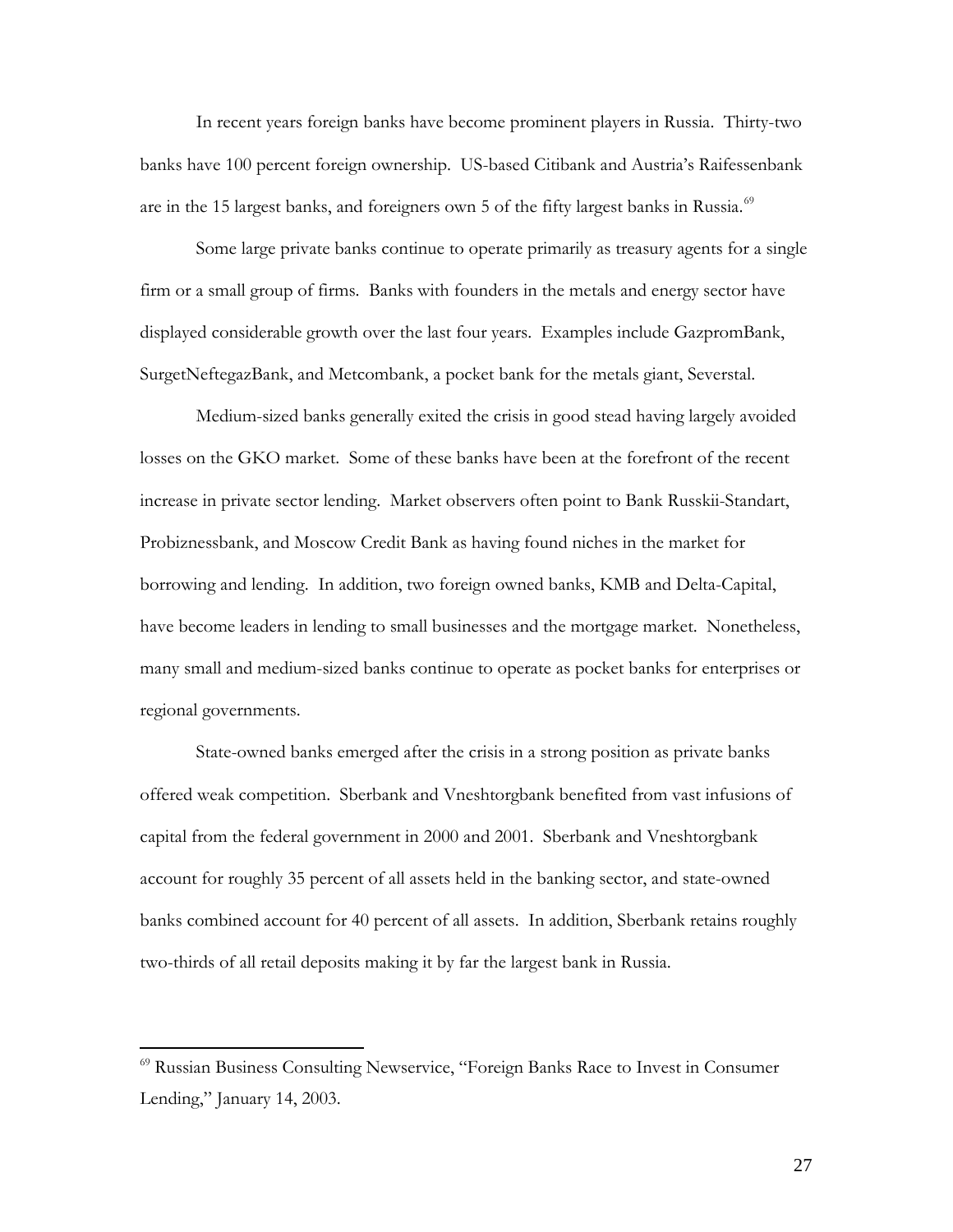In recent years foreign banks have become prominent players in Russia. Thirty-two banks have 100 percent foreign ownership. US-based Citibank and Austria's Raifessenbank are in the 15 largest banks, and foreigners own 5 of the fifty largest banks in Russia.[69]

Some large private banks continue to operate primarily as treasury agents for a single firm or a small group of firms. Banks with founders in the metals and energy sector have displayed considerable growth over the last four years. Examples include GazpromBank, SurgetNeftegazBank, and Metcombank, a pocket bank for the metals giant, Severstal.

Medium-sized banks generally exited the crisis in good stead having largely avoided losses on the GKO market. Some of these banks have been at the forefront of the recent increase in private sector lending. Market observers often point to Bank Russkii-Standart, Probiznessbank, and Moscow Credit Bank as having found niches in the market for borrowing and lending. In addition, two foreign owned banks, KMB and Delta-Capital, have become leaders in lending to small businesses and the mortgage market. Nonetheless, many small and medium-sized banks continue to operate as pocket banks for enterprises or regional governments.

State-owned banks emerged after the crisis in a strong position as private banks offered weak competition. Sberbank and Vneshtorgbank benefited from vast infusions of capital from the federal government in 2000 and 2001. Sberbank and Vneshtorgbank account for roughly 35 percent of all assets held in the banking sector, and state-owned banks combined account for 40 percent of all assets. In addition, Sberbank retains roughly two-thirds of all retail deposits making it by far the largest bank in Russia.

---

[69] Russian Business Consulting Newservice, "Foreign Banks Race to Invest in Consumer Lending," January 14, 2003.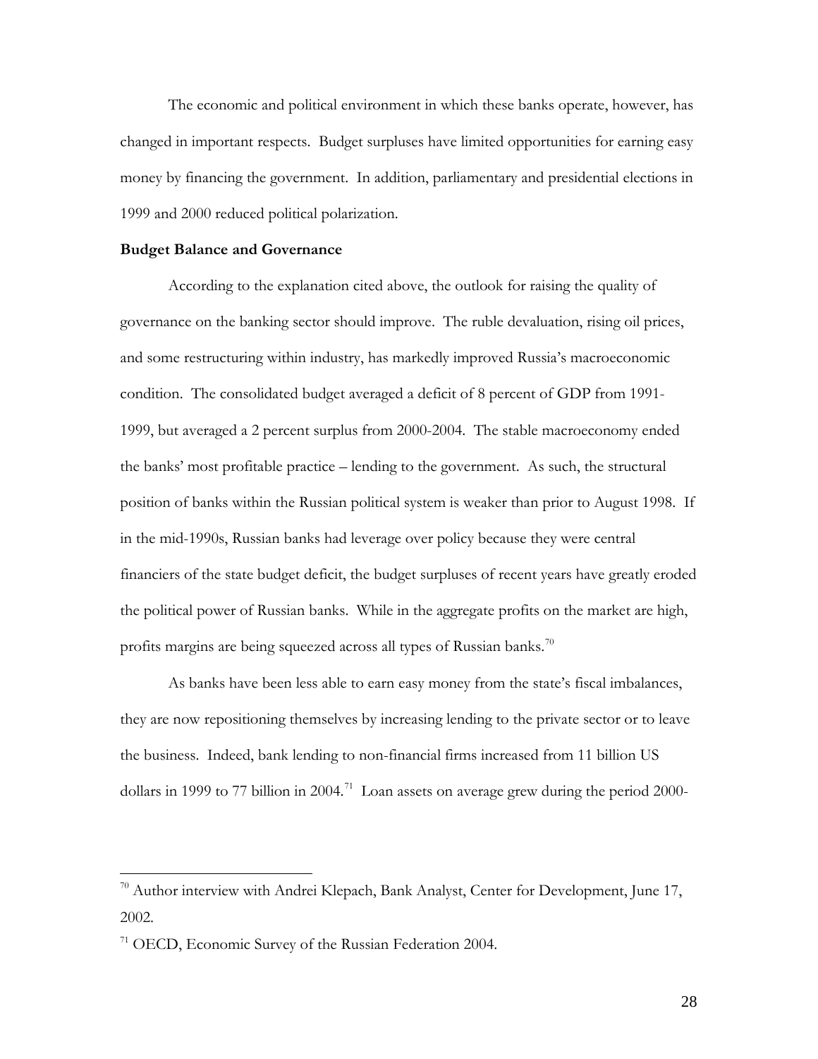The economic and political environment in which these banks operate, however, has changed in important respects. Budget surpluses have limited opportunities for earning easy money by financing the government. In addition, parliamentary and presidential elections in 1999 and 2000 reduced political polarization.

**Budget Balance and Governance**

According to the explanation cited above, the outlook for raising the quality of governance on the banking sector should improve. The ruble devaluation, rising oil prices, and some restructuring within industry, has markedly improved Russia's macroeconomic condition. The consolidated budget averaged a deficit of 8 percent of GDP from 1991-1999, but averaged a 2 percent surplus from 2000-2004. The stable macroeconomy ended the banks' most profitable practice – lending to the government. As such, the structural position of banks within the Russian political system is weaker than prior to August 1998. If in the mid-1990s, Russian banks had leverage over policy because they were central financiers of the state budget deficit, the budget surpluses of recent years have greatly eroded the political power of Russian banks. While in the aggregate profits on the market are high, profits margins are being squeezed across all types of Russian banks.[70]

As banks have been less able to earn easy money from the state's fiscal imbalances, they are now repositioning themselves by increasing lending to the private sector or to leave the business. Indeed, bank lending to non-financial firms increased from 11 billion US dollars in 1999 to 77 billion in 2004.[71] Loan assets on average grew during the period 2000-

---

[70] Author interview with Andrei Klepach, Bank Analyst, Center for Development, June 17, 2002.

[71] OECD, Economic Survey of the Russian Federation 2004.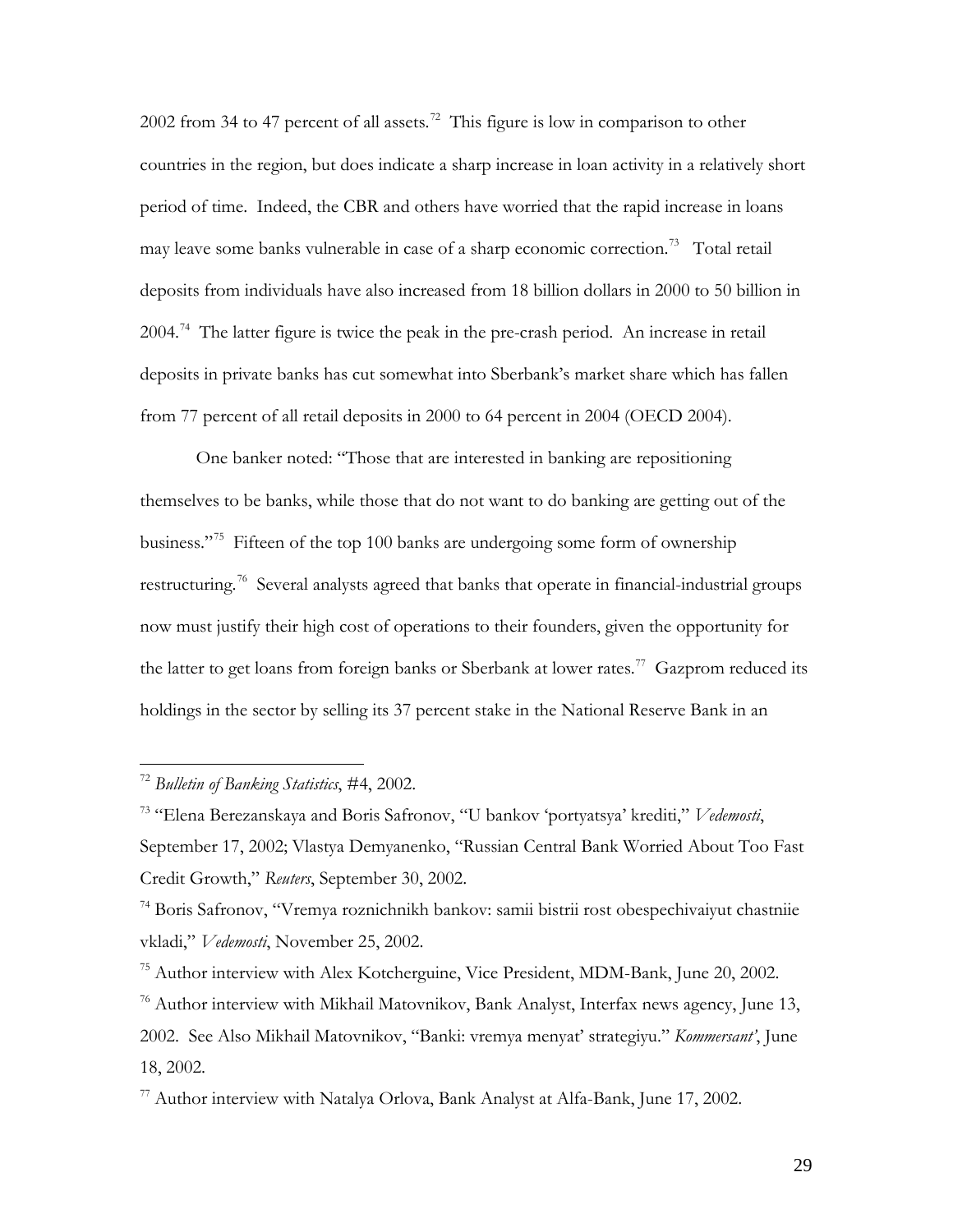2002 from 34 to 47 percent of all assets.[72] This figure is low in comparison to other countries in the region, but does indicate a sharp increase in loan activity in a relatively short period of time. Indeed, the CBR and others have worried that the rapid increase in loans may leave some banks vulnerable in case of a sharp economic correction.[73] Total retail deposits from individuals have also increased from 18 billion dollars in 2000 to 50 billion in 2004.[74] The latter figure is twice the peak in the pre-crash period. An increase in retail deposits in private banks has cut somewhat into Sberbank's market share which has fallen from 77 percent of all retail deposits in 2000 to 64 percent in 2004 (OECD 2004).

One banker noted: "Those that are interested in banking are repositioning themselves to be banks, while those that do not want to do banking are getting out of the business."[75] Fifteen of the top 100 banks are undergoing some form of ownership restructuring.[76] Several analysts agreed that banks that operate in financial-industrial groups now must justify their high cost of operations to their founders, given the opportunity for the latter to get loans from foreign banks or Sberbank at lower rates.[77] Gazprom reduced its holdings in the sector by selling its 37 percent stake in the National Reserve Bank in an

---

[72] *Bulletin of Banking Statistics*, #4, 2002.

[73] "Elena Berezanskaya and Boris Safronov, "U bankov 'portyatsya' krediti," *Vedemosti*, September 17, 2002; Vlastya Demyanenko, "Russian Central Bank Worried About Too Fast Credit Growth," *Reuters*, September 30, 2002.

[74] Boris Safronov, "Vremya roznichnikh bankov: samii bistrii rost obespechivaiyut chastniie vkladi," *Vedemosti*, November 25, 2002.

[75] Author interview with Alex Kotcherguine, Vice President, MDM-Bank, June 20, 2002.

[76] Author interview with Mikhail Matovnikov, Bank Analyst, Interfax news agency, June 13, 2002. See Also Mikhail Matovnikov, "Banki: vremya menyat' strategiyu." *Kommersant'*, June 18, 2002.

[77] Author interview with Natalya Orlova, Bank Analyst at Alfa-Bank, June 17, 2002.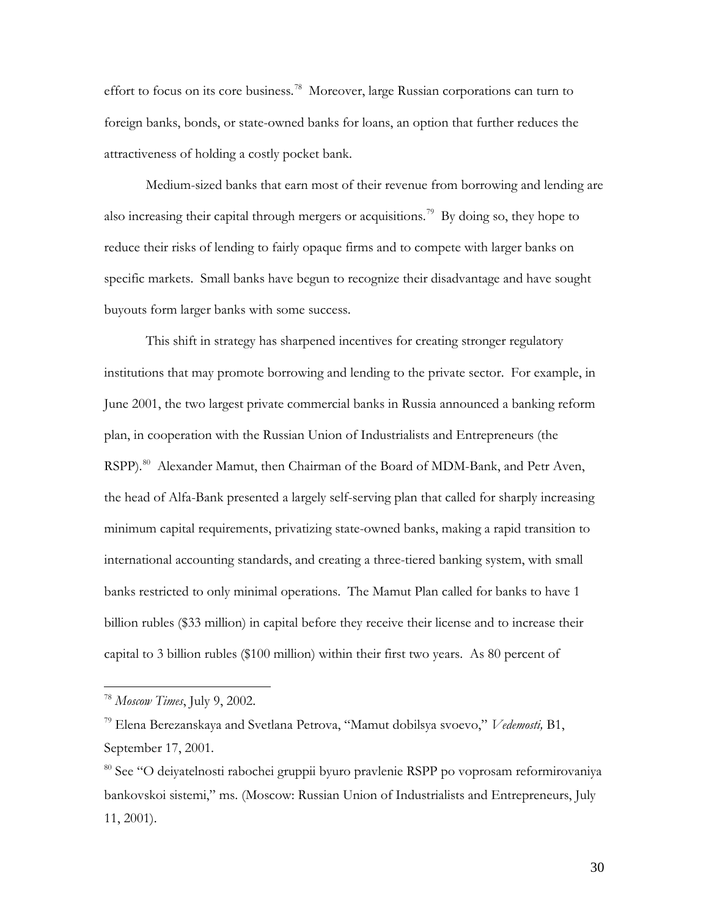effort to focus on its core business.[78] Moreover, large Russian corporations can turn to foreign banks, bonds, or state-owned banks for loans, an option that further reduces the attractiveness of holding a costly pocket bank.

Medium-sized banks that earn most of their revenue from borrowing and lending are also increasing their capital through mergers or acquisitions.[79] By doing so, they hope to reduce their risks of lending to fairly opaque firms and to compete with larger banks on specific markets. Small banks have begun to recognize their disadvantage and have sought buyouts form larger banks with some success.

This shift in strategy has sharpened incentives for creating stronger regulatory institutions that may promote borrowing and lending to the private sector. For example, in June 2001, the two largest private commercial banks in Russia announced a banking reform plan, in cooperation with the Russian Union of Industrialists and Entrepreneurs (the RSPP).[80] Alexander Mamut, then Chairman of the Board of MDM-Bank, and Petr Aven, the head of Alfa-Bank presented a largely self-serving plan that called for sharply increasing minimum capital requirements, privatizing state-owned banks, making a rapid transition to international accounting standards, and creating a three-tiered banking system, with small banks restricted to only minimal operations. The Mamut Plan called for banks to have 1 billion rubles ($33 million) in capital before they receive their license and to increase their capital to 3 billion rubles ($100 million) within their first two years. As 80 percent of

---

[78] *Moscow Times*, July 9, 2002.

[79] Elena Berezanskaya and Svetlana Petrova, "Mamut dobilsya svoevo," *Vedemosti,* B1, September 17, 2001.

[80] See "O deiyatelnosti rabochei gruppii byuro pravlenie RSPP po voprosam reformirovaniya bankovskoi sistemi," ms. (Moscow: Russian Union of Industrialists and Entrepreneurs, July 11, 2001).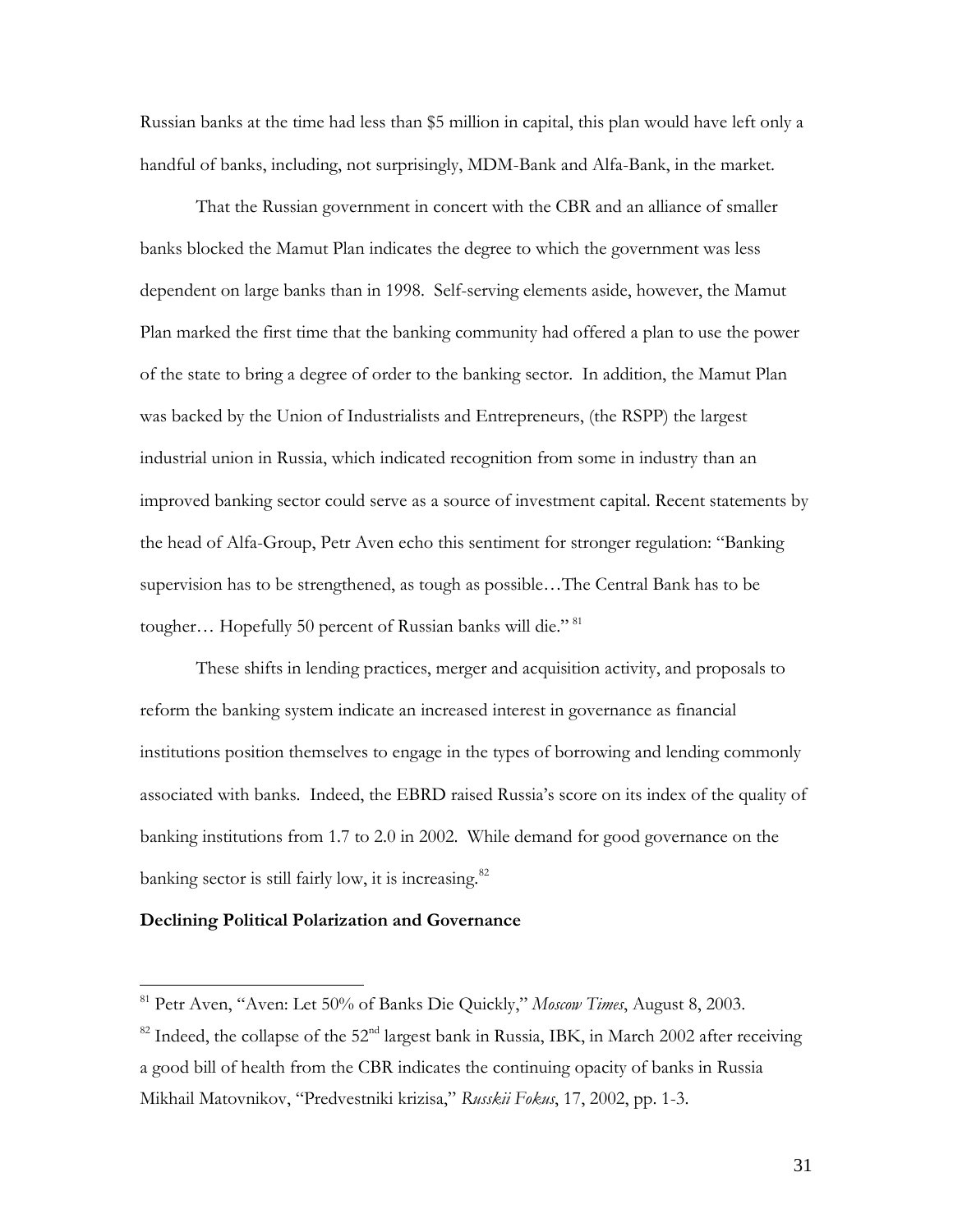Russian banks at the time had less than $5 million in capital, this plan would have left only a handful of banks, including, not surprisingly, MDM-Bank and Alfa-Bank, in the market.

That the Russian government in concert with the CBR and an alliance of smaller banks blocked the Mamut Plan indicates the degree to which the government was less dependent on large banks than in 1998. Self-serving elements aside, however, the Mamut Plan marked the first time that the banking community had offered a plan to use the power of the state to bring a degree of order to the banking sector. In addition, the Mamut Plan was backed by the Union of Industrialists and Entrepreneurs, (the RSPP) the largest industrial union in Russia, which indicated recognition from some in industry than an improved banking sector could serve as a source of investment capital. Recent statements by the head of Alfa-Group, Petr Aven echo this sentiment for stronger regulation: "Banking supervision has to be strengthened, as tough as possible…The Central Bank has to be tougher… Hopefully 50 percent of Russian banks will die." [81]

These shifts in lending practices, merger and acquisition activity, and proposals to reform the banking system indicate an increased interest in governance as financial institutions position themselves to engage in the types of borrowing and lending commonly associated with banks. Indeed, the EBRD raised Russia's score on its index of the quality of banking institutions from 1.7 to 2.0 in 2002. While demand for good governance on the banking sector is still fairly low, it is increasing.[82]

**Declining Political Polarization and Governance**

---

[81] Petr Aven, "Aven: Let 50% of Banks Die Quickly," *Moscow Times*, August 8, 2003.

[82] Indeed, the collapse of the 52nd largest bank in Russia, IBK, in March 2002 after receiving a good bill of health from the CBR indicates the continuing opacity of banks in Russia Mikhail Matovnikov, "Predvestniki krizisa," *Russkii Fokus*, 17, 2002, pp. 1-3.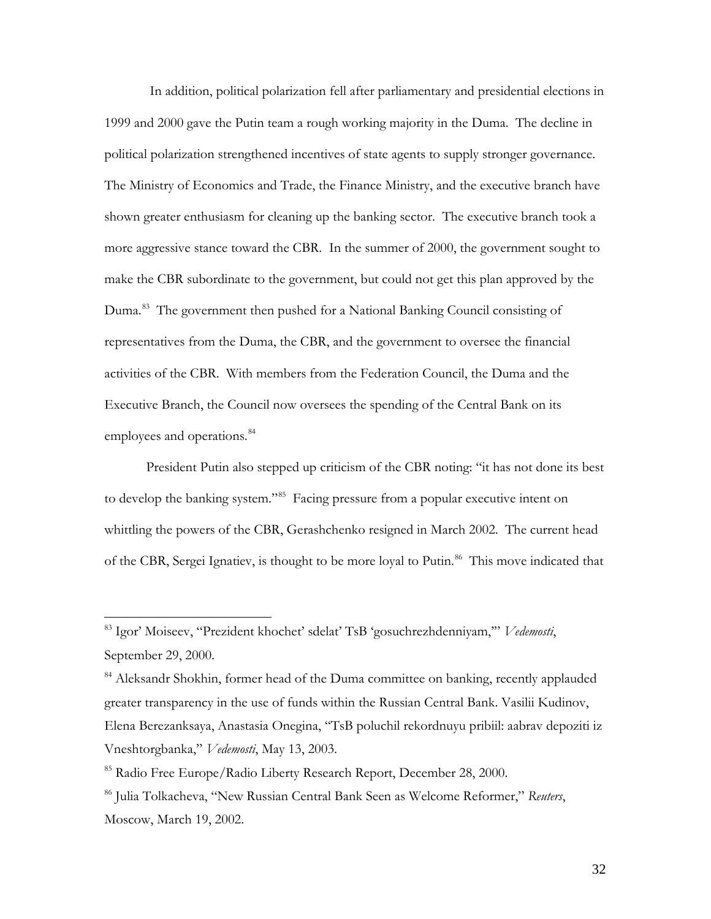In addition, political polarization fell after parliamentary and presidential elections in 1999 and 2000 gave the Putin team a rough working majority in the Duma. The decline in political polarization strengthened incentives of state agents to supply stronger governance. The Ministry of Economics and Trade, the Finance Ministry, and the executive branch have shown greater enthusiasm for cleaning up the banking sector. The executive branch took a more aggressive stance toward the CBR. In the summer of 2000, the government sought to make the CBR subordinate to the government, but could not get this plan approved by the Duma.[83] The government then pushed for a National Banking Council consisting of representatives from the Duma, the CBR, and the government to oversee the financial activities of the CBR. With members from the Federation Council, the Duma and the Executive Branch, the Council now oversees the spending of the Central Bank on its employees and operations.[84]

President Putin also stepped up criticism of the CBR noting: "it has not done its best to develop the banking system."[85] Facing pressure from a popular executive intent on whittling the powers of the CBR, Gerashchenko resigned in March 2002. The current head of the CBR, Sergei Ignatiev, is thought to be more loyal to Putin.[86] This move indicated that

---

[83] Igor' Moiseev, "Prezident khochet' sdelat' TsB 'gosuchrezhdenniyam,'" *Vedemosti*, September 29, 2000.

[84] Aleksandr Shokhin, former head of the Duma committee on banking, recently applauded greater transparency in the use of funds within the Russian Central Bank. Vasilii Kudinov, Elena Berezanksaya, Anastasia Onegina, "TsB poluchil rekordnuyu pribiil: aabrav depoziti iz Vneshtorgbanka," *Vedemosti*, May 13, 2003.

[85] Radio Free Europe/Radio Liberty Research Report, December 28, 2000.

[86] Julia Tolkacheva, "New Russian Central Bank Seen as Welcome Reformer," *Reuters*, Moscow, March 19, 2002.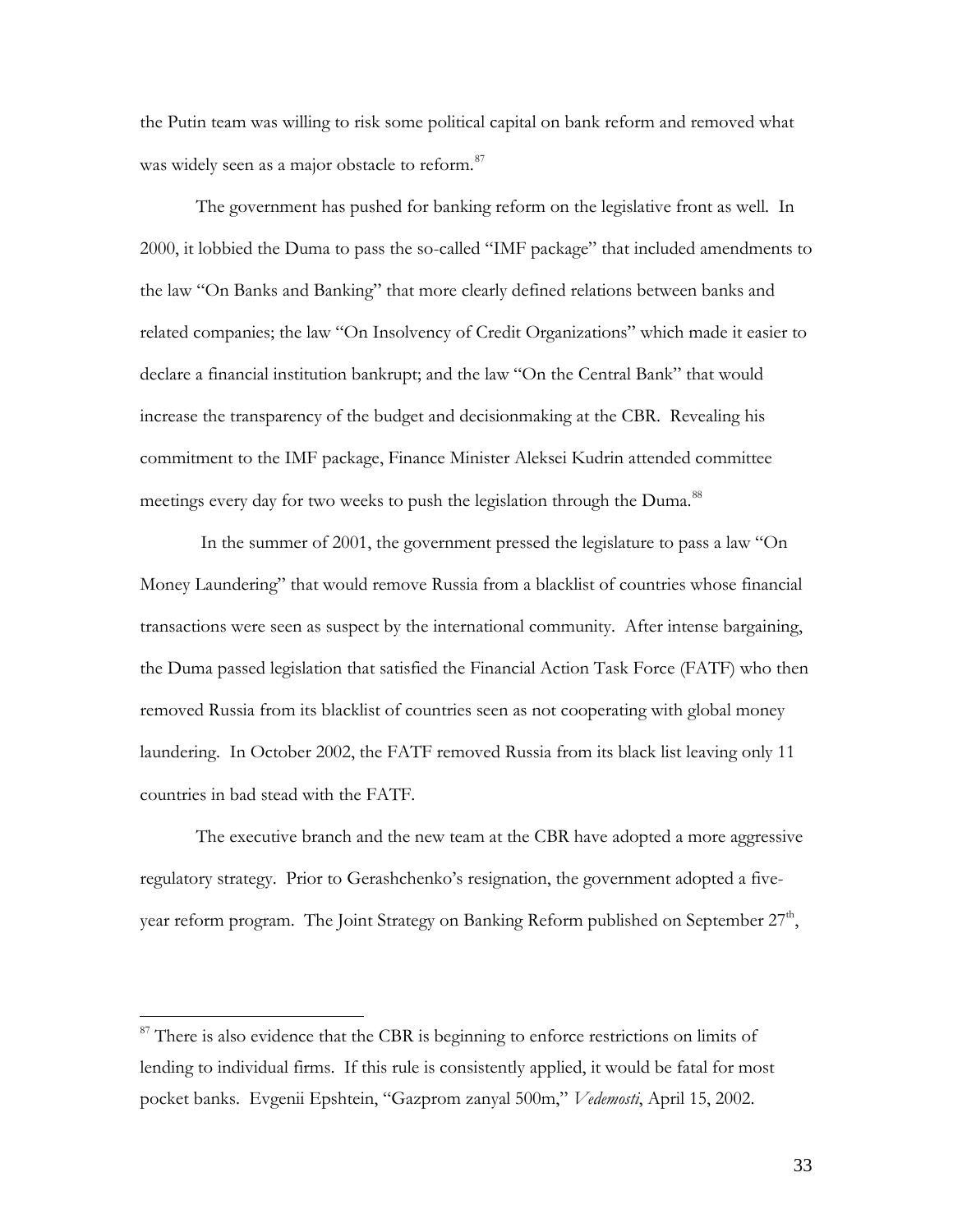the Putin team was willing to risk some political capital on bank reform and removed what was widely seen as a major obstacle to reform.[87]

The government has pushed for banking reform on the legislative front as well. In 2000, it lobbied the Duma to pass the so-called "IMF package" that included amendments to the law "On Banks and Banking" that more clearly defined relations between banks and related companies; the law "On Insolvency of Credit Organizations" which made it easier to declare a financial institution bankrupt; and the law "On the Central Bank" that would increase the transparency of the budget and decisionmaking at the CBR. Revealing his commitment to the IMF package, Finance Minister Aleksei Kudrin attended committee meetings every day for two weeks to push the legislation through the Duma.[88]

In the summer of 2001, the government pressed the legislature to pass a law "On Money Laundering" that would remove Russia from a blacklist of countries whose financial transactions were seen as suspect by the international community. After intense bargaining, the Duma passed legislation that satisfied the Financial Action Task Force (FATF) who then removed Russia from its blacklist of countries seen as not cooperating with global money laundering. In October 2002, the FATF removed Russia from its black list leaving only 11 countries in bad stead with the FATF.

The executive branch and the new team at the CBR have adopted a more aggressive regulatory strategy. Prior to Gerashchenko's resignation, the government adopted a five-year reform program. The Joint Strategy on Banking Reform published on September 27th,

---

[87] There is also evidence that the CBR is beginning to enforce restrictions on limits of lending to individual firms. If this rule is consistently applied, it would be fatal for most pocket banks. Evgenii Epshtein, "Gazprom zanyal 500m," *Vedemosti*, April 15, 2002.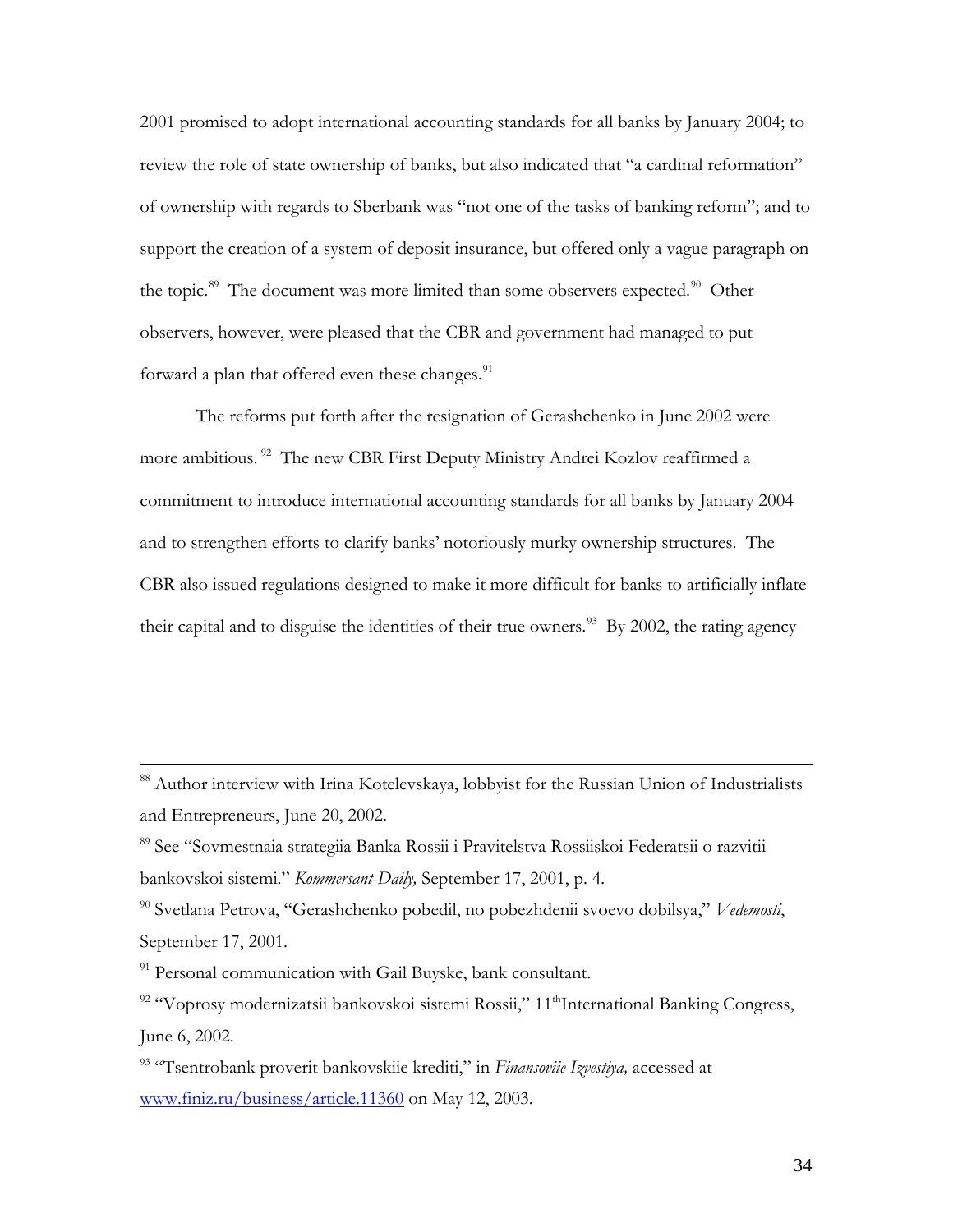2001 promised to adopt international accounting standards for all banks by January 2004; to review the role of state ownership of banks, but also indicated that "a cardinal reformation" of ownership with regards to Sberbank was "not one of the tasks of banking reform"; and to support the creation of a system of deposit insurance, but offered only a vague paragraph on the topic.[89] The document was more limited than some observers expected.[90] Other observers, however, were pleased that the CBR and government had managed to put forward a plan that offered even these changes.[91]

The reforms put forth after the resignation of Gerashchenko in June 2002 were more ambitious.[92] The new CBR First Deputy Ministry Andrei Kozlov reaffirmed a commitment to introduce international accounting standards for all banks by January 2004 and to strengthen efforts to clarify banks' notoriously murky ownership structures. The CBR also issued regulations designed to make it more difficult for banks to artificially inflate their capital and to disguise the identities of their true owners.[93] By 2002, the rating agency

---

[88] Author interview with Irina Kotelevskaya, lobbyist for the Russian Union of Industrialists and Entrepreneurs, June 20, 2002.

[89] See "Sovmestnaia strategiia Banka Rossii i Pravitelstva Rossiiskoi Federatsii o razvitii bankovskoi sistemi." *Kommersant-Daily,* September 17, 2001, p. 4.

[90] Svetlana Petrova, "Gerashchenko pobedil, no pobezhdenii svoevo dobilsya," *Vedemosti*, September 17, 2001.

[91] Personal communication with Gail Buyske, bank consultant.

[92] "Voprosy modernizatsii bankovskoi sistemi Rossii," 11th International Banking Congress, June 6, 2002.

[93] "Tsentrobank proverit bankovskiie krediti," in *Finansoviie Izvestiya,* accessed at www.finiz.ru/business/article.11360 on May 12, 2003.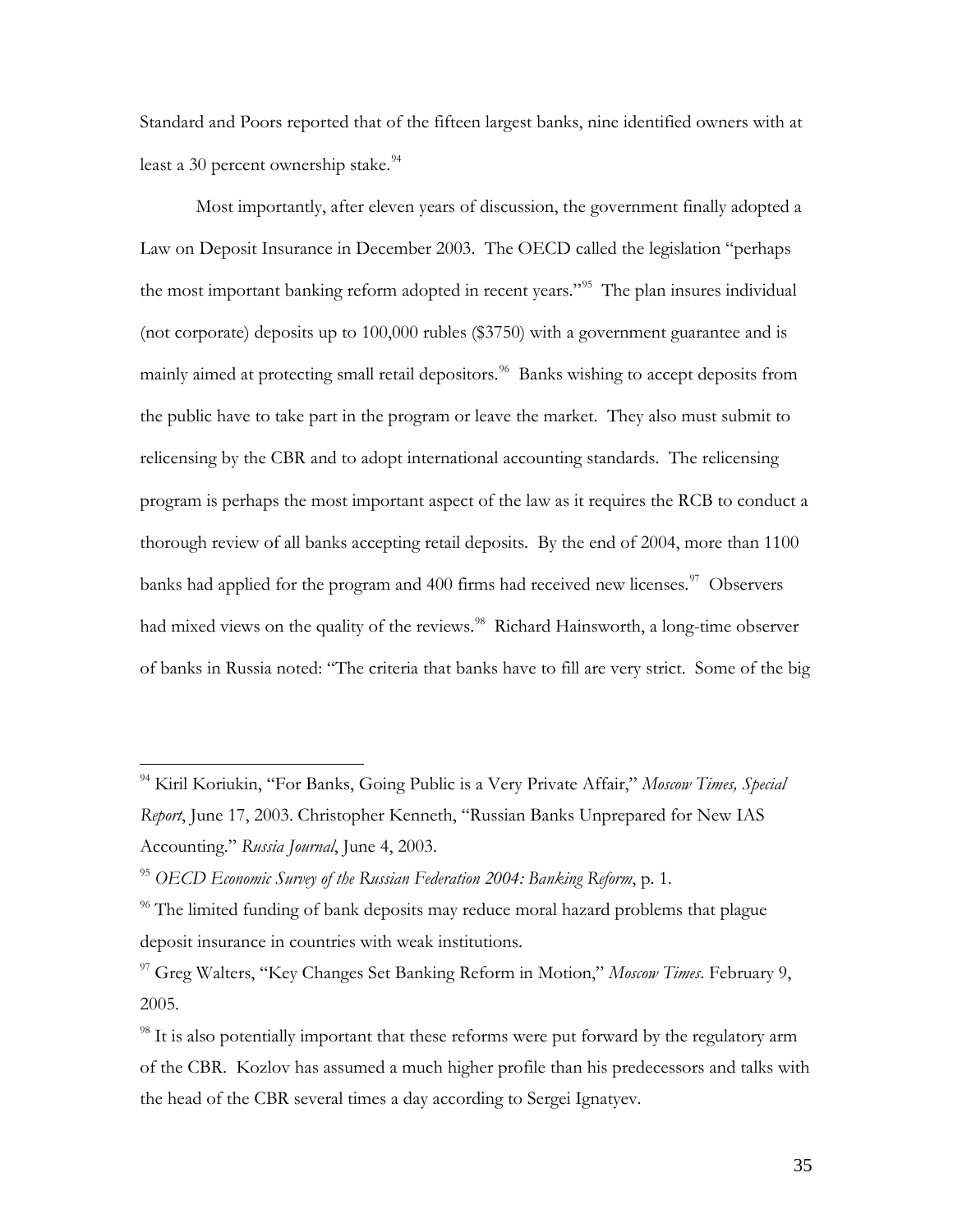Standard and Poors reported that of the fifteen largest banks, nine identified owners with at least a 30 percent ownership stake.[94]

Most importantly, after eleven years of discussion, the government finally adopted a Law on Deposit Insurance in December 2003. The OECD called the legislation "perhaps the most important banking reform adopted in recent years."[95] The plan insures individual (not corporate) deposits up to 100,000 rubles ($3750) with a government guarantee and is mainly aimed at protecting small retail depositors.[96] Banks wishing to accept deposits from the public have to take part in the program or leave the market. They also must submit to relicensing by the CBR and to adopt international accounting standards. The relicensing program is perhaps the most important aspect of the law as it requires the RCB to conduct a thorough review of all banks accepting retail deposits. By the end of 2004, more than 1100 banks had applied for the program and 400 firms had received new licenses.[97] Observers had mixed views on the quality of the reviews.[98] Richard Hainsworth, a long-time observer of banks in Russia noted: "The criteria that banks have to fill are very strict. Some of the big

---

[94] Kiril Koriukin, "For Banks, Going Public is a Very Private Affair," *Moscow Times, Special Report*, June 17, 2003. Christopher Kenneth, "Russian Banks Unprepared for New IAS Accounting." *Russia Journal*, June 4, 2003.

[95] *OECD Economic Survey of the Russian Federation 2004: Banking Reform*, p. 1.

[96] The limited funding of bank deposits may reduce moral hazard problems that plague deposit insurance in countries with weak institutions.

[97] Greg Walters, "Key Changes Set Banking Reform in Motion," *Moscow Times*. February 9, 2005.

[98] It is also potentially important that these reforms were put forward by the regulatory arm of the CBR. Kozlov has assumed a much higher profile than his predecessors and talks with the head of the CBR several times a day according to Sergei Ignatyev.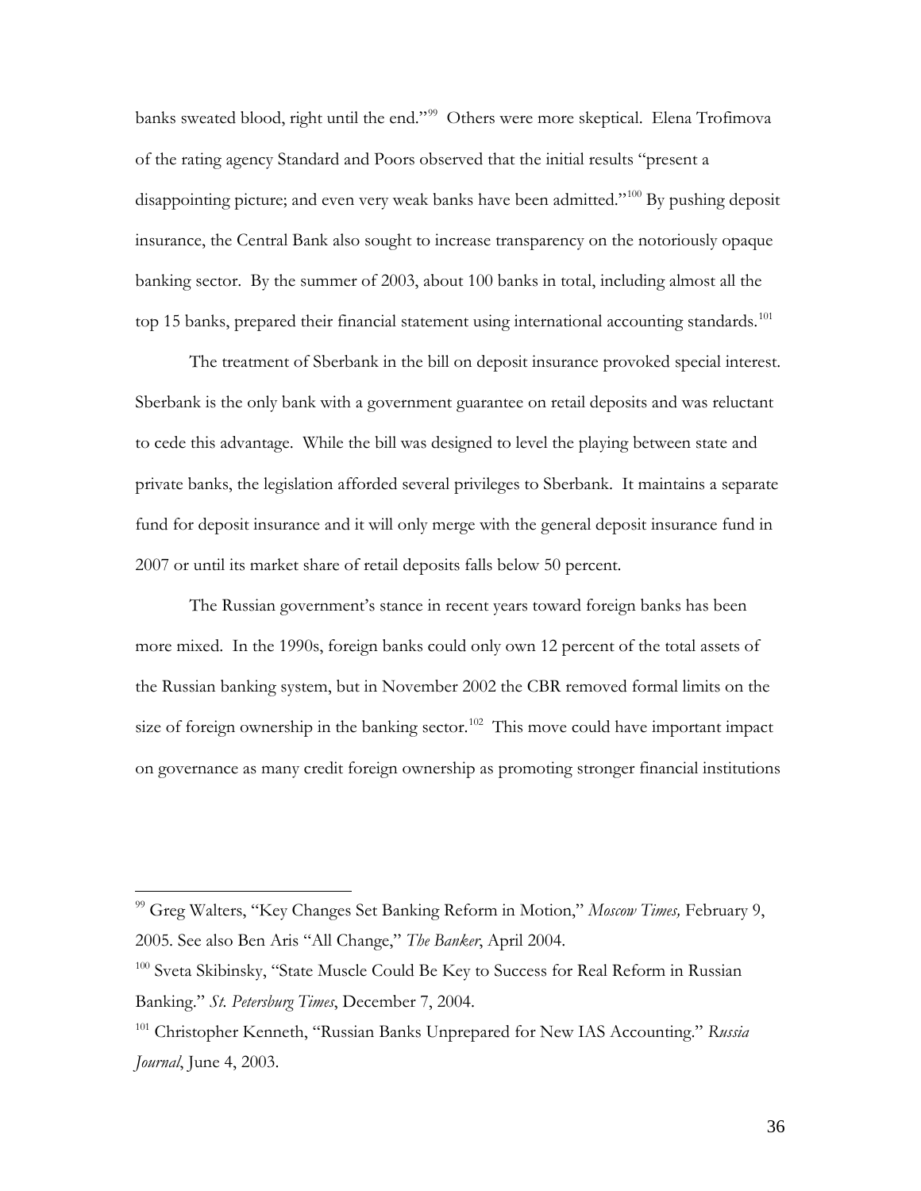banks sweated blood, right until the end."[99] Others were more skeptical. Elena Trofimova of the rating agency Standard and Poors observed that the initial results "present a disappointing picture; and even very weak banks have been admitted."[100] By pushing deposit insurance, the Central Bank also sought to increase transparency on the notoriously opaque banking sector. By the summer of 2003, about 100 banks in total, including almost all the top 15 banks, prepared their financial statement using international accounting standards.[101]

The treatment of Sberbank in the bill on deposit insurance provoked special interest. Sberbank is the only bank with a government guarantee on retail deposits and was reluctant to cede this advantage. While the bill was designed to level the playing between state and private banks, the legislation afforded several privileges to Sberbank. It maintains a separate fund for deposit insurance and it will only merge with the general deposit insurance fund in 2007 or until its market share of retail deposits falls below 50 percent.

The Russian government's stance in recent years toward foreign banks has been more mixed. In the 1990s, foreign banks could only own 12 percent of the total assets of the Russian banking system, but in November 2002 the CBR removed formal limits on the size of foreign ownership in the banking sector.[102] This move could have important impact on governance as many credit foreign ownership as promoting stronger financial institutions

---

[99] Greg Walters, "Key Changes Set Banking Reform in Motion," *Moscow Times,* February 9, 2005. See also Ben Aris "All Change," *The Banker*, April 2004.

[100] Sveta Skibinsky, "State Muscle Could Be Key to Success for Real Reform in Russian Banking." *St. Petersburg Times*, December 7, 2004.

[101] Christopher Kenneth, "Russian Banks Unprepared for New IAS Accounting." *Russia Journal*, June 4, 2003.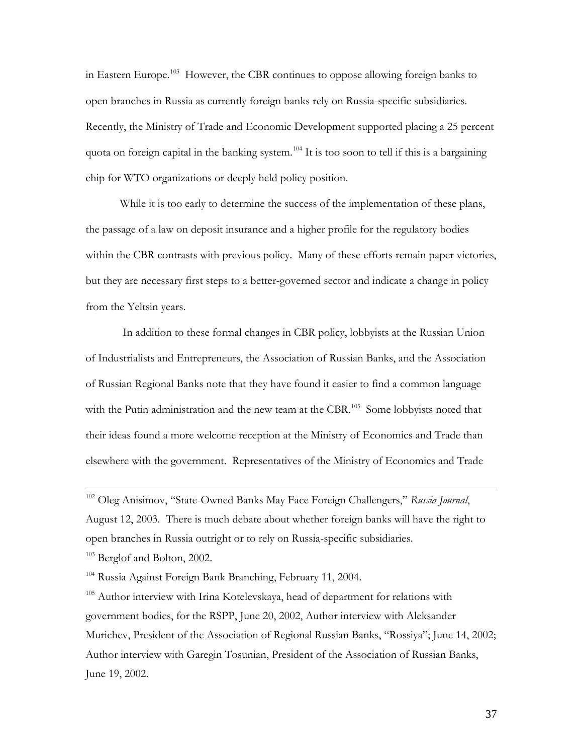in Eastern Europe.[103] However, the CBR continues to oppose allowing foreign banks to open branches in Russia as currently foreign banks rely on Russia-specific subsidiaries. Recently, the Ministry of Trade and Economic Development supported placing a 25 percent quota on foreign capital in the banking system.[104] It is too soon to tell if this is a bargaining chip for WTO organizations or deeply held policy position.

While it is too early to determine the success of the implementation of these plans, the passage of a law on deposit insurance and a higher profile for the regulatory bodies within the CBR contrasts with previous policy. Many of these efforts remain paper victories, but they are necessary first steps to a better-governed sector and indicate a change in policy from the Yeltsin years.

In addition to these formal changes in CBR policy, lobbyists at the Russian Union of Industrialists and Entrepreneurs, the Association of Russian Banks, and the Association of Russian Regional Banks note that they have found it easier to find a common language with the Putin administration and the new team at the CBR.[105] Some lobbyists noted that their ideas found a more welcome reception at the Ministry of Economics and Trade than elsewhere with the government. Representatives of the Ministry of Economics and Trade

---

[102] Oleg Anisimov, "State-Owned Banks May Face Foreign Challengers," *Russia Journal*, August 12, 2003. There is much debate about whether foreign banks will have the right to open branches in Russia outright or to rely on Russia-specific subsidiaries.

[103] Berglof and Bolton, 2002.

[104] Russia Against Foreign Bank Branching, February 11, 2004.

[105] Author interview with Irina Kotelevskaya, head of department for relations with government bodies, for the RSPP, June 20, 2002, Author interview with Aleksander Murichev, President of the Association of Regional Russian Banks, "Rossiya"; June 14, 2002; Author interview with Garegin Tosunian, President of the Association of Russian Banks, June 19, 2002.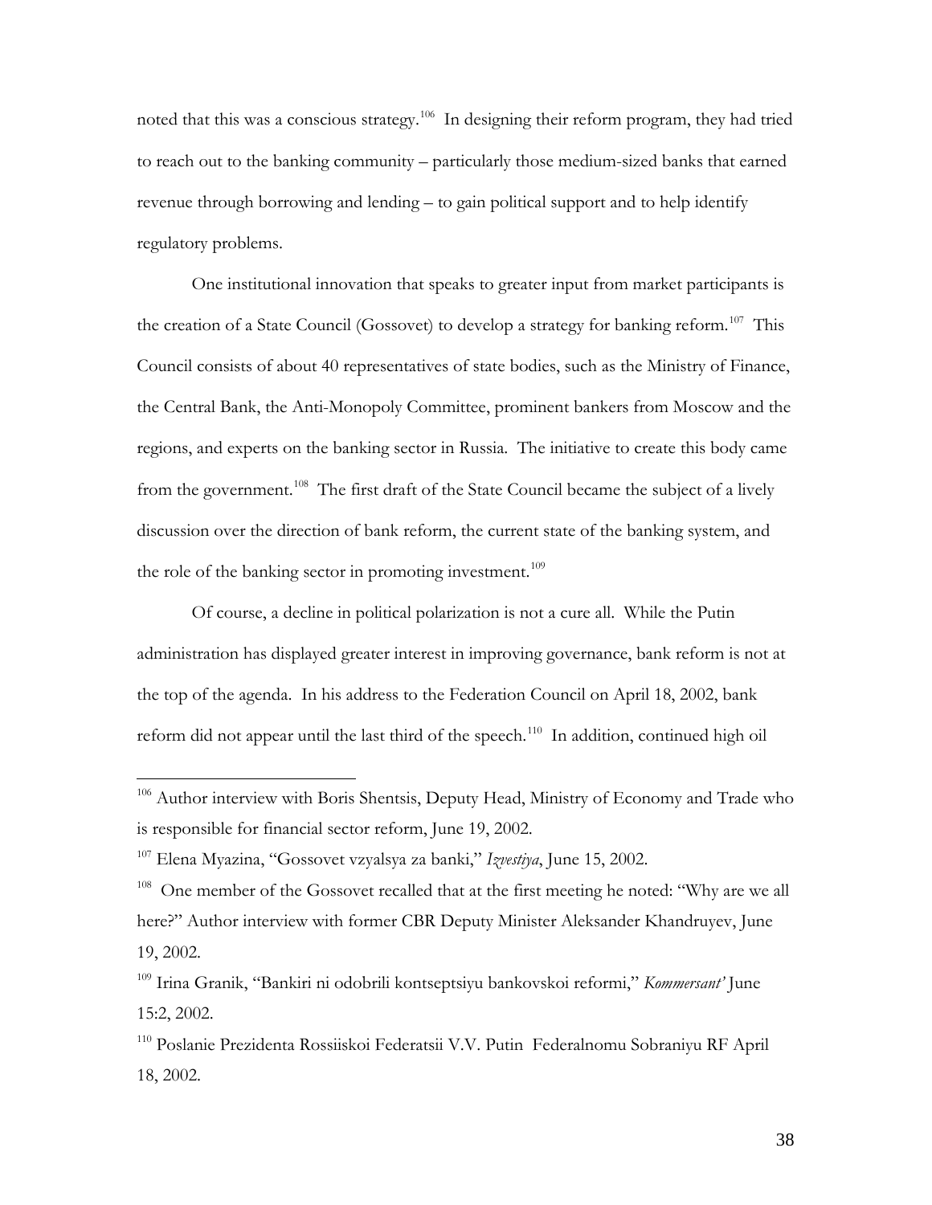noted that this was a conscious strategy.[106] In designing their reform program, they had tried to reach out to the banking community – particularly those medium-sized banks that earned revenue through borrowing and lending – to gain political support and to help identify regulatory problems.

One institutional innovation that speaks to greater input from market participants is the creation of a State Council (Gossovet) to develop a strategy for banking reform.[107] This Council consists of about 40 representatives of state bodies, such as the Ministry of Finance, the Central Bank, the Anti-Monopoly Committee, prominent bankers from Moscow and the regions, and experts on the banking sector in Russia. The initiative to create this body came from the government.[108] The first draft of the State Council became the subject of a lively discussion over the direction of bank reform, the current state of the banking system, and the role of the banking sector in promoting investment.[109]

Of course, a decline in political polarization is not a cure all. While the Putin administration has displayed greater interest in improving governance, bank reform is not at the top of the agenda. In his address to the Federation Council on April 18, 2002, bank reform did not appear until the last third of the speech.[110] In addition, continued high oil

---

[106] Author interview with Boris Shentsis, Deputy Head, Ministry of Economy and Trade who is responsible for financial sector reform, June 19, 2002.

[107] Elena Myazina, "Gossovet vzyalsya za banki," *Izvestiya*, June 15, 2002.

[108] One member of the Gossovet recalled that at the first meeting he noted: "Why are we all here?" Author interview with former CBR Deputy Minister Aleksander Khandruyev, June 19, 2002.

[109] Irina Granik, "Bankiri ni odobrili kontseptsiyu bankovskoi reformi," *Kommersant'* June 15:2, 2002.

[110] Poslanie Prezidenta Rossiiskoi Federatsii V.V. Putin Federalnomu Sobraniyu RF April 18, 2002.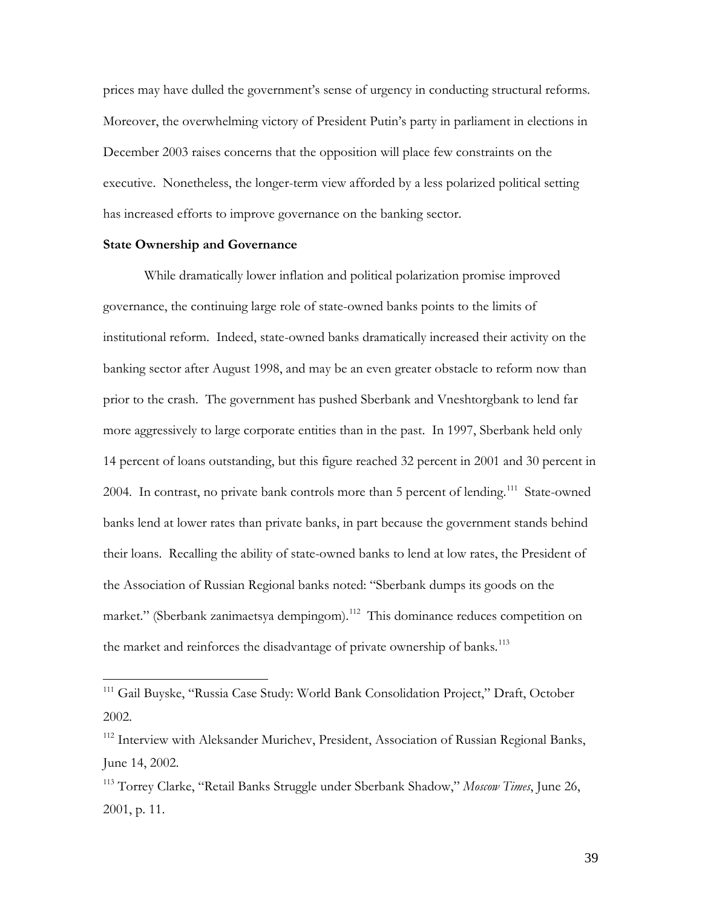prices may have dulled the government's sense of urgency in conducting structural reforms. Moreover, the overwhelming victory of President Putin's party in parliament in elections in December 2003 raises concerns that the opposition will place few constraints on the executive. Nonetheless, the longer-term view afforded by a less polarized political setting has increased efforts to improve governance on the banking sector.

**State Ownership and Governance**

While dramatically lower inflation and political polarization promise improved governance, the continuing large role of state-owned banks points to the limits of institutional reform. Indeed, state-owned banks dramatically increased their activity on the banking sector after August 1998, and may be an even greater obstacle to reform now than prior to the crash. The government has pushed Sberbank and Vneshtorgbank to lend far more aggressively to large corporate entities than in the past. In 1997, Sberbank held only 14 percent of loans outstanding, but this figure reached 32 percent in 2001 and 30 percent in 2004. In contrast, no private bank controls more than 5 percent of lending.[111] State-owned banks lend at lower rates than private banks, in part because the government stands behind their loans. Recalling the ability of state-owned banks to lend at low rates, the President of the Association of Russian Regional banks noted: "Sberbank dumps its goods on the market." (Sberbank zanimaetsya dempingom).[112] This dominance reduces competition on the market and reinforces the disadvantage of private ownership of banks.[113]

---

[111] Gail Buyske, "Russia Case Study: World Bank Consolidation Project," Draft, October 2002.

[112] Interview with Aleksander Murichev, President, Association of Russian Regional Banks, June 14, 2002.

[113] Torrey Clarke, "Retail Banks Struggle under Sberbank Shadow," *Moscow Times*, June 26, 2001, p. 11.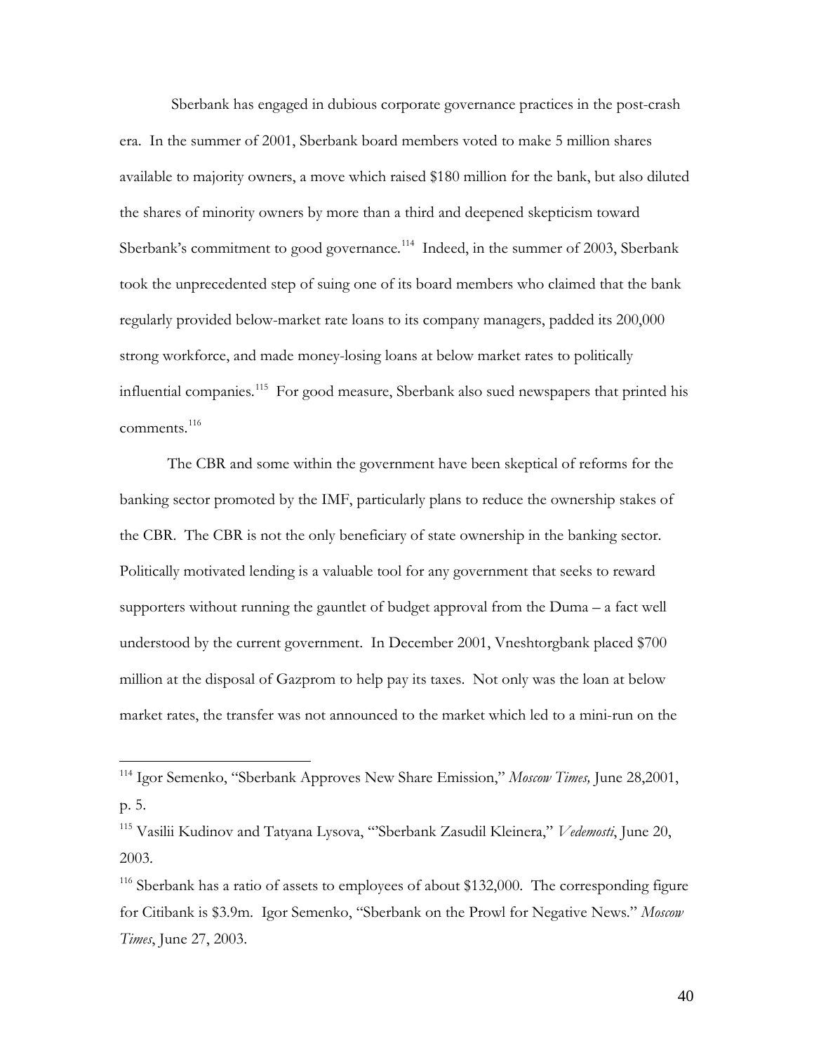Sberbank has engaged in dubious corporate governance practices in the post-crash era. In the summer of 2001, Sberbank board members voted to make 5 million shares available to majority owners, a move which raised $180 million for the bank, but also diluted the shares of minority owners by more than a third and deepened skepticism toward Sberbank's commitment to good governance.[114] Indeed, in the summer of 2003, Sberbank took the unprecedented step of suing one of its board members who claimed that the bank regularly provided below-market rate loans to its company managers, padded its 200,000 strong workforce, and made money-losing loans at below market rates to politically influential companies.[115] For good measure, Sberbank also sued newspapers that printed his comments.[116]

The CBR and some within the government have been skeptical of reforms for the banking sector promoted by the IMF, particularly plans to reduce the ownership stakes of the CBR. The CBR is not the only beneficiary of state ownership in the banking sector. Politically motivated lending is a valuable tool for any government that seeks to reward supporters without running the gauntlet of budget approval from the Duma – a fact well understood by the current government. In December 2001, Vneshtorgbank placed $700 million at the disposal of Gazprom to help pay its taxes. Not only was the loan at below market rates, the transfer was not announced to the market which led to a mini-run on the

---

[114] Igor Semenko, "Sberbank Approves New Share Emission," *Moscow Times,* June 28,2001, p. 5.

[115] Vasilii Kudinov and Tatyana Lysova, "'Sberbank Zasudil Kleinera," *Vedemosti*, June 20, 2003.

[116] Sberbank has a ratio of assets to employees of about $132,000. The corresponding figure for Citibank is $3.9m. Igor Semenko, "Sberbank on the Prowl for Negative News." *Moscow Times*, June 27, 2003.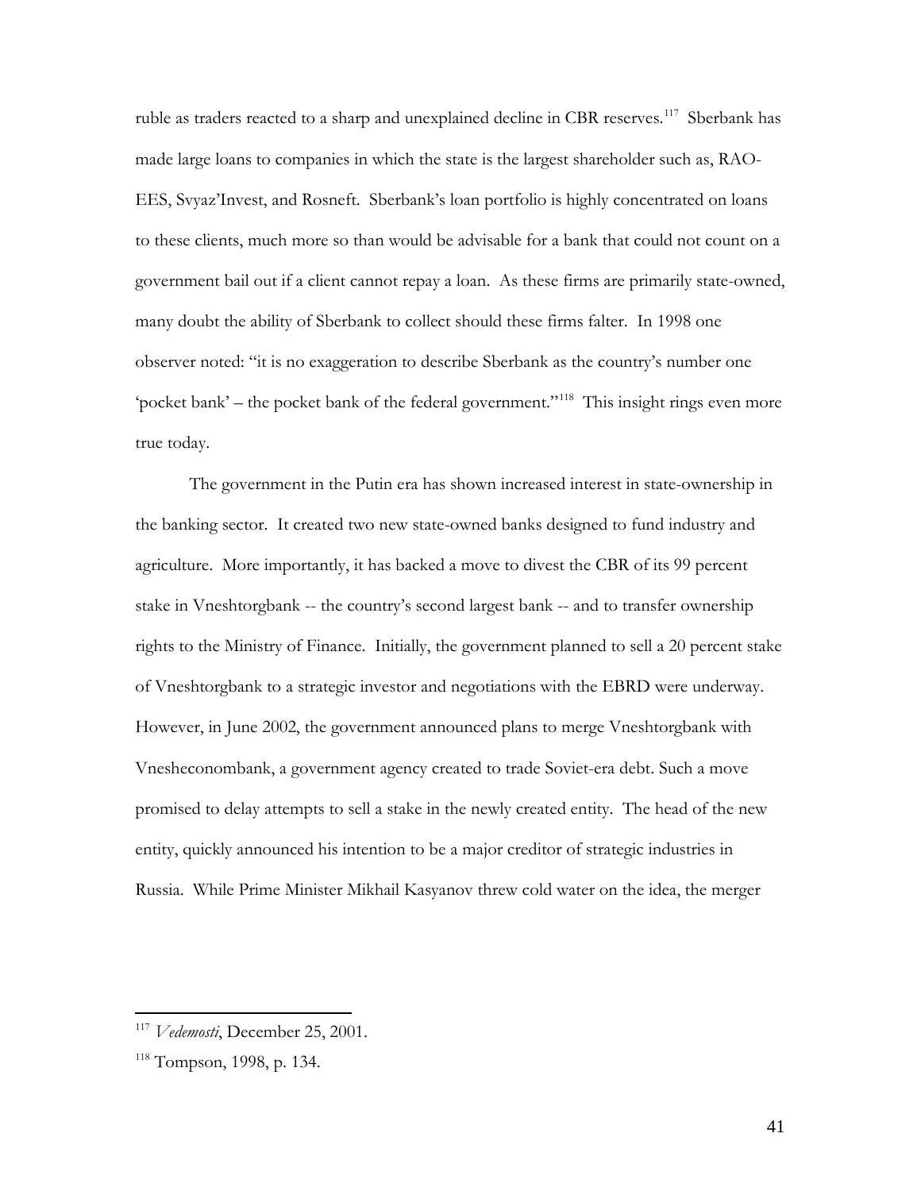ruble as traders reacted to a sharp and unexplained decline in CBR reserves.[117] Sberbank has made large loans to companies in which the state is the largest shareholder such as, RAO-EES, Svyaz'Invest, and Rosneft. Sberbank's loan portfolio is highly concentrated on loans to these clients, much more so than would be advisable for a bank that could not count on a government bail out if a client cannot repay a loan. As these firms are primarily state-owned, many doubt the ability of Sberbank to collect should these firms falter. In 1998 one observer noted: "it is no exaggeration to describe Sberbank as the country's number one 'pocket bank' – the pocket bank of the federal government."[118] This insight rings even more true today.

The government in the Putin era has shown increased interest in state-ownership in the banking sector. It created two new state-owned banks designed to fund industry and agriculture. More importantly, it has backed a move to divest the CBR of its 99 percent stake in Vneshtorgbank -- the country's second largest bank -- and to transfer ownership rights to the Ministry of Finance. Initially, the government planned to sell a 20 percent stake of Vneshtorgbank to a strategic investor and negotiations with the EBRD were underway. However, in June 2002, the government announced plans to merge Vneshtorgbank with Vnesheconombank, a government agency created to trade Soviet-era debt. Such a move promised to delay attempts to sell a stake in the newly created entity. The head of the new entity, quickly announced his intention to be a major creditor of strategic industries in Russia. While Prime Minister Mikhail Kasyanov threw cold water on the idea, the merger

---

[117] *Vedemosti*, December 25, 2001.

[118] Tompson, 1998, p. 134.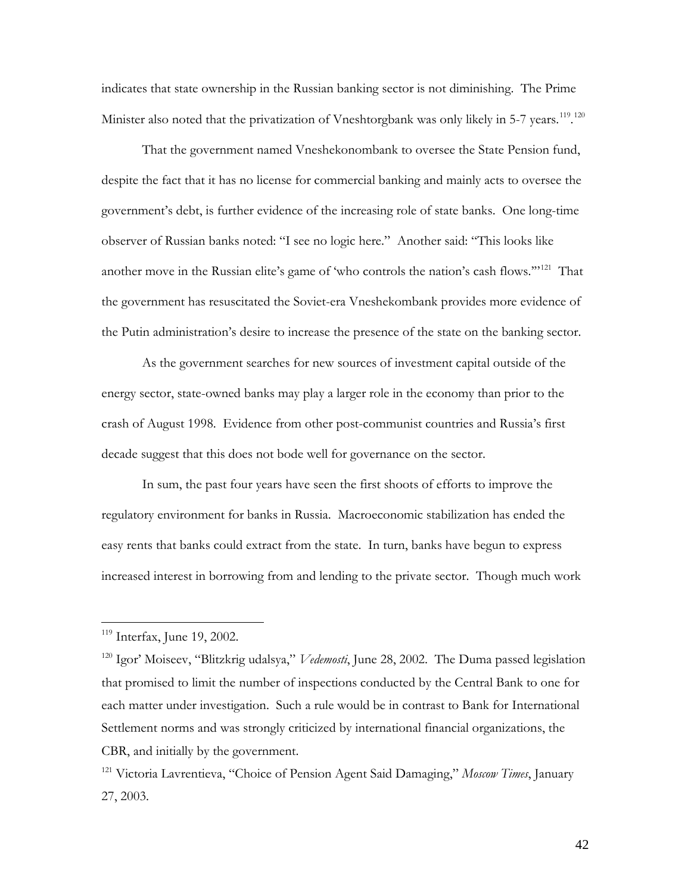indicates that state ownership in the Russian banking sector is not diminishing. The Prime Minister also noted that the privatization of Vneshtorgbank was only likely in 5-7 years.[119].[120]

That the government named Vneshekonombank to oversee the State Pension fund, despite the fact that it has no license for commercial banking and mainly acts to oversee the government's debt, is further evidence of the increasing role of state banks. One long-time observer of Russian banks noted: "I see no logic here." Another said: "This looks like another move in the Russian elite's game of 'who controls the nation's cash flows.'"[121] That the government has resuscitated the Soviet-era Vneshekombank provides more evidence of the Putin administration's desire to increase the presence of the state on the banking sector.

As the government searches for new sources of investment capital outside of the energy sector, state-owned banks may play a larger role in the economy than prior to the crash of August 1998. Evidence from other post-communist countries and Russia's first decade suggest that this does not bode well for governance on the sector.

In sum, the past four years have seen the first shoots of efforts to improve the regulatory environment for banks in Russia. Macroeconomic stabilization has ended the easy rents that banks could extract from the state. In turn, banks have begun to express increased interest in borrowing from and lending to the private sector. Though much work

---

[119] Interfax, June 19, 2002.

[120] Igor' Moiseev, "Blitzkrig udalsya," *Vedemosti*, June 28, 2002. The Duma passed legislation that promised to limit the number of inspections conducted by the Central Bank to one for each matter under investigation. Such a rule would be in contrast to Bank for International Settlement norms and was strongly criticized by international financial organizations, the CBR, and initially by the government.

[121] Victoria Lavrentieva, "Choice of Pension Agent Said Damaging," *Moscow Times*, January 27, 2003.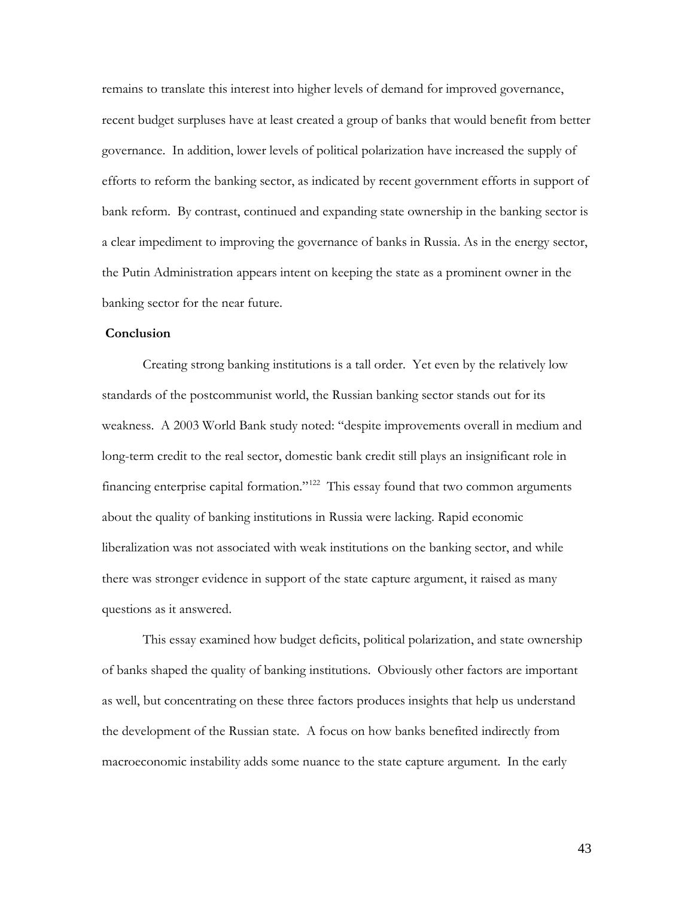remains to translate this interest into higher levels of demand for improved governance, recent budget surpluses have at least created a group of banks that would benefit from better governance. In addition, lower levels of political polarization have increased the supply of efforts to reform the banking sector, as indicated by recent government efforts in support of bank reform. By contrast, continued and expanding state ownership in the banking sector is a clear impediment to improving the governance of banks in Russia. As in the energy sector, the Putin Administration appears intent on keeping the state as a prominent owner in the banking sector for the near future.

## Conclusion

Creating strong banking institutions is a tall order. Yet even by the relatively low standards of the postcommunist world, the Russian banking sector stands out for its weakness. A 2003 World Bank study noted: "despite improvements overall in medium and long-term credit to the real sector, domestic bank credit still plays an insignificant role in financing enterprise capital formation."[122] This essay found that two common arguments about the quality of banking institutions in Russia were lacking. Rapid economic liberalization was not associated with weak institutions on the banking sector, and while there was stronger evidence in support of the state capture argument, it raised as many questions as it answered.

This essay examined how budget deficits, political polarization, and state ownership of banks shaped the quality of banking institutions. Obviously other factors are important as well, but concentrating on these three factors produces insights that help us understand the development of the Russian state. A focus on how banks benefited indirectly from macroeconomic instability adds some nuance to the state capture argument. In the early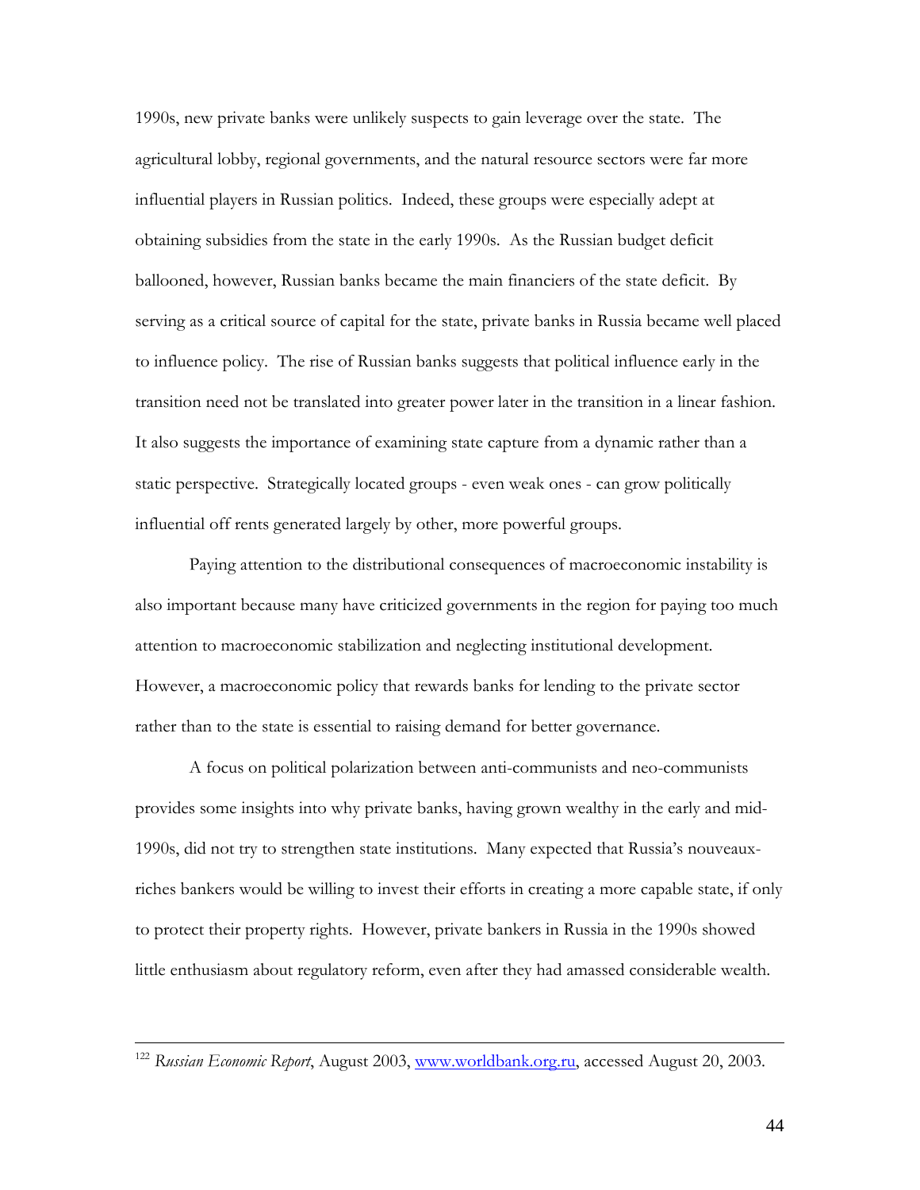1990s, new private banks were unlikely suspects to gain leverage over the state. The agricultural lobby, regional governments, and the natural resource sectors were far more influential players in Russian politics. Indeed, these groups were especially adept at obtaining subsidies from the state in the early 1990s. As the Russian budget deficit ballooned, however, Russian banks became the main financiers of the state deficit. By serving as a critical source of capital for the state, private banks in Russia became well placed to influence policy. The rise of Russian banks suggests that political influence early in the transition need not be translated into greater power later in the transition in a linear fashion. It also suggests the importance of examining state capture from a dynamic rather than a static perspective. Strategically located groups - even weak ones - can grow politically influential off rents generated largely by other, more powerful groups.

Paying attention to the distributional consequences of macroeconomic instability is also important because many have criticized governments in the region for paying too much attention to macroeconomic stabilization and neglecting institutional development. However, a macroeconomic policy that rewards banks for lending to the private sector rather than to the state is essential to raising demand for better governance.

A focus on political polarization between anti-communists and neo-communists provides some insights into why private banks, having grown wealthy in the early and mid-1990s, did not try to strengthen state institutions. Many expected that Russia's nouveaux-riches bankers would be willing to invest their efforts in creating a more capable state, if only to protect their property rights. However, private bankers in Russia in the 1990s showed little enthusiasm about regulatory reform, even after they had amassed considerable wealth.

---

[122] *Russian Economic Report*, August 2003, www.worldbank.org.ru, accessed August 20, 2003.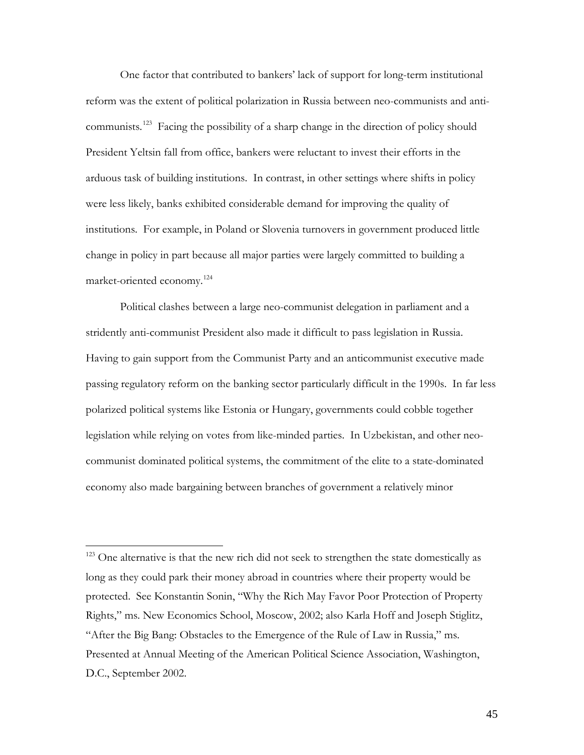One factor that contributed to bankers' lack of support for long-term institutional reform was the extent of political polarization in Russia between neo-communists and anti-communists.[123] Facing the possibility of a sharp change in the direction of policy should President Yeltsin fall from office, bankers were reluctant to invest their efforts in the arduous task of building institutions. In contrast, in other settings where shifts in policy were less likely, banks exhibited considerable demand for improving the quality of institutions. For example, in Poland or Slovenia turnovers in government produced little change in policy in part because all major parties were largely committed to building a market-oriented economy.[124]

Political clashes between a large neo-communist delegation in parliament and a stridently anti-communist President also made it difficult to pass legislation in Russia. Having to gain support from the Communist Party and an anticommunist executive made passing regulatory reform on the banking sector particularly difficult in the 1990s. In far less polarized political systems like Estonia or Hungary, governments could cobble together legislation while relying on votes from like-minded parties. In Uzbekistan, and other neo-communist dominated political systems, the commitment of the elite to a state-dominated economy also made bargaining between branches of government a relatively minor

---

[123] One alternative is that the new rich did not seek to strengthen the state domestically as long as they could park their money abroad in countries where their property would be protected. See Konstantin Sonin, "Why the Rich May Favor Poor Protection of Property Rights," ms. New Economics School, Moscow, 2002; also Karla Hoff and Joseph Stiglitz, "After the Big Bang: Obstacles to the Emergence of the Rule of Law in Russia," ms. Presented at Annual Meeting of the American Political Science Association, Washington, D.C., September 2002.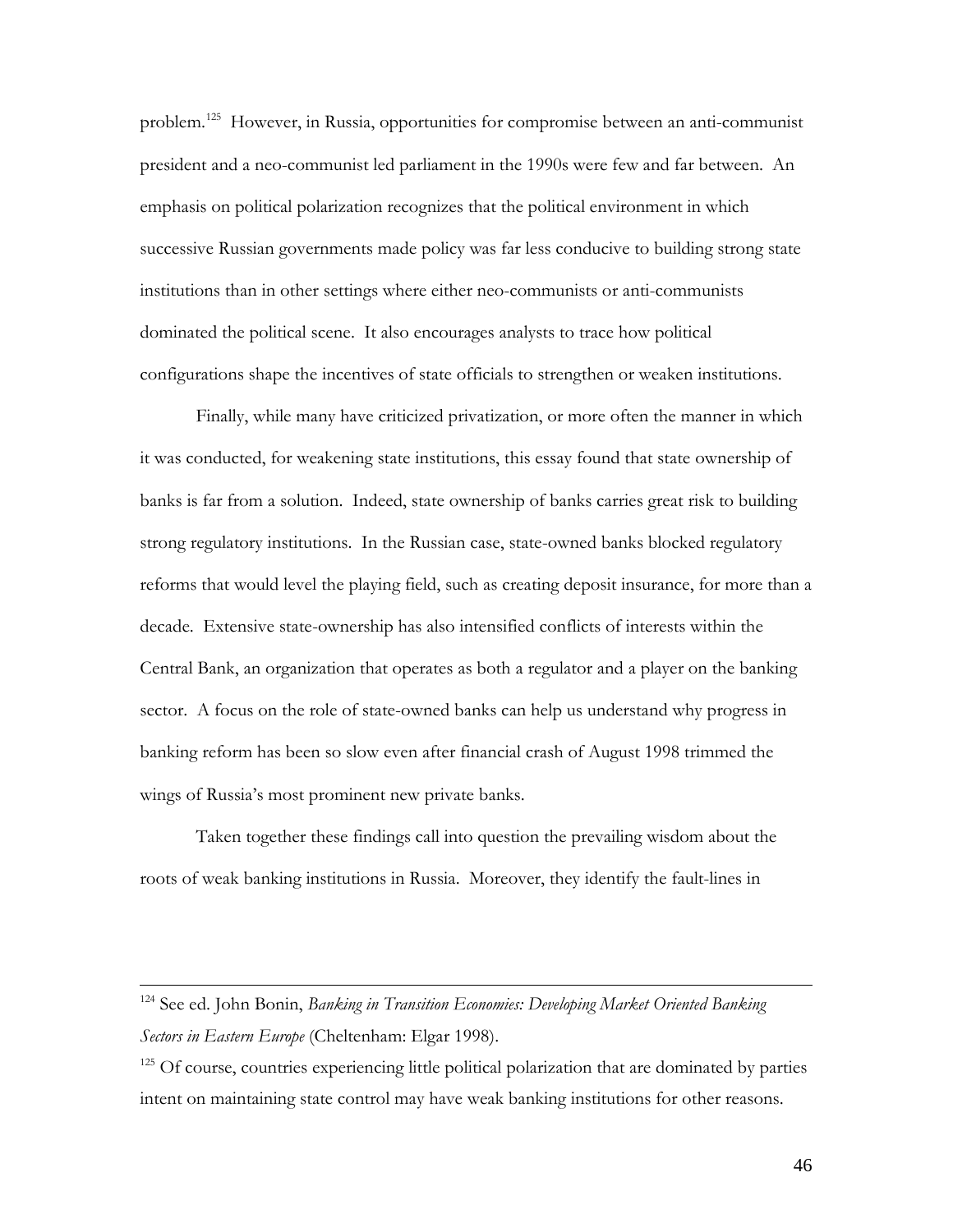problem.[125] However, in Russia, opportunities for compromise between an anti-communist president and a neo-communist led parliament in the 1990s were few and far between. An emphasis on political polarization recognizes that the political environment in which successive Russian governments made policy was far less conducive to building strong state institutions than in other settings where either neo-communists or anti-communists dominated the political scene. It also encourages analysts to trace how political configurations shape the incentives of state officials to strengthen or weaken institutions.

Finally, while many have criticized privatization, or more often the manner in which it was conducted, for weakening state institutions, this essay found that state ownership of banks is far from a solution. Indeed, state ownership of banks carries great risk to building strong regulatory institutions. In the Russian case, state-owned banks blocked regulatory reforms that would level the playing field, such as creating deposit insurance, for more than a decade. Extensive state-ownership has also intensified conflicts of interests within the Central Bank, an organization that operates as both a regulator and a player on the banking sector. A focus on the role of state-owned banks can help us understand why progress in banking reform has been so slow even after financial crash of August 1998 trimmed the wings of Russia's most prominent new private banks.

Taken together these findings call into question the prevailing wisdom about the roots of weak banking institutions in Russia. Moreover, they identify the fault-lines in

---

[124] See ed. John Bonin, *Banking in Transition Economies: Developing Market Oriented Banking Sectors in Eastern Europe* (Cheltenham: Elgar 1998).

[125] Of course, countries experiencing little political polarization that are dominated by parties intent on maintaining state control may have weak banking institutions for other reasons.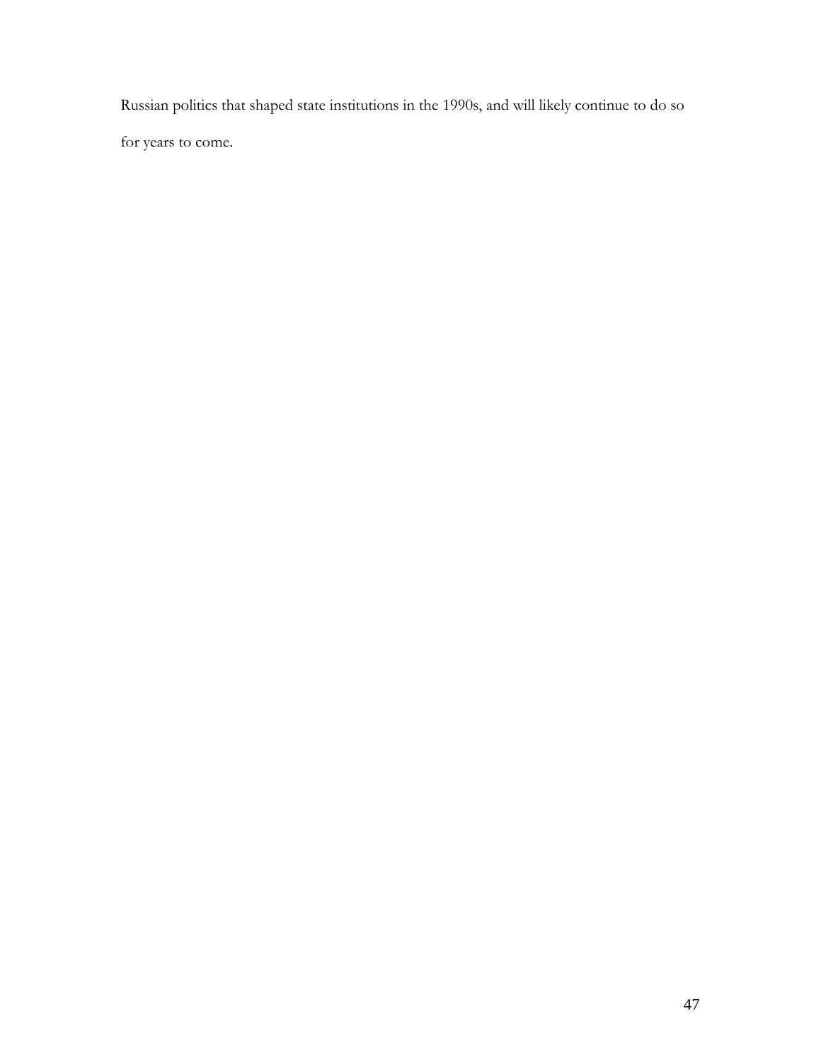Russian politics that shaped state institutions in the 1990s, and will likely continue to do so for years to come.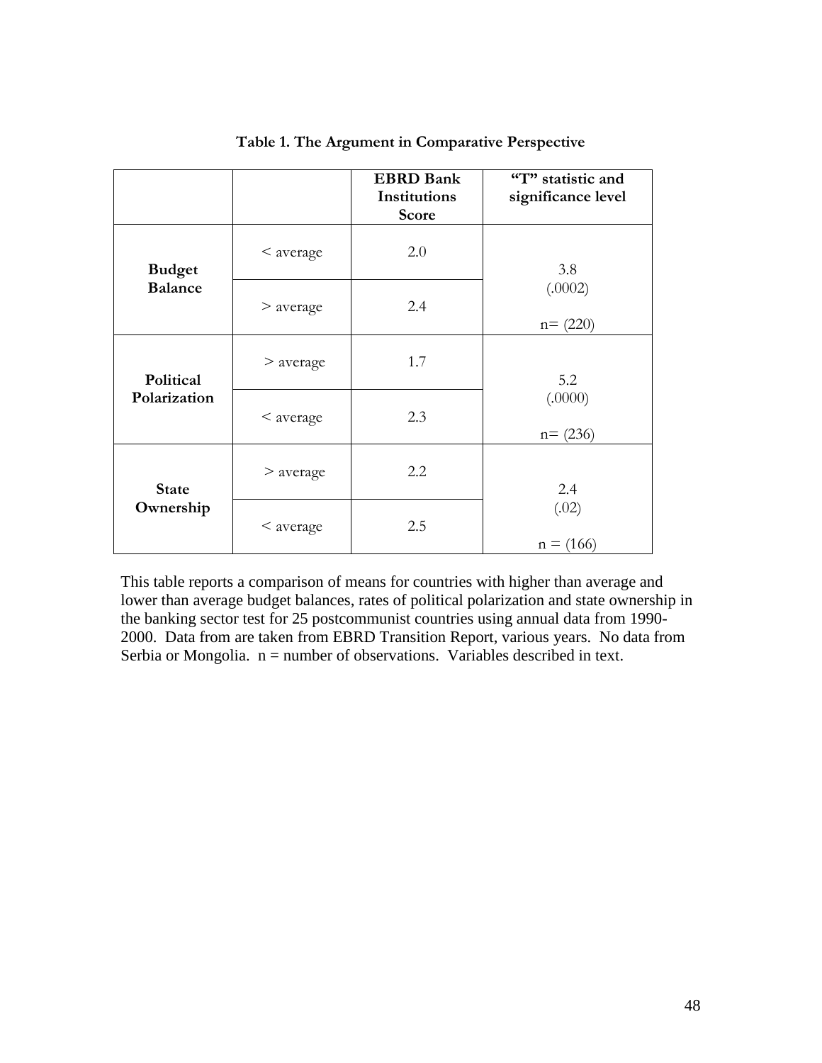**Table 1. The Argument in Comparative Perspective**

| | | EBRD Bank Institutions Score | "T" statistic and significance level |
|---|---|---|---|
| **Budget Balance** | < average | 2.0 | 3.8 (.0002) n= (220) |
| | > average | 2.4 | |
| **Political Polarization** | > average | 1.7 | 5.2 (.0000) n= (236) |
| | < average | 2.3 | |
| **State Ownership** | > average | 2.2 | 2.4 (.02) n = (166) |
| | < average | 2.5 | |

This table reports a comparison of means for countries with higher than average and lower than average budget balances, rates of political polarization and state ownership in the banking sector test for 25 postcommunist countries using annual data from 1990-2000. Data from are taken from EBRD Transition Report, various years. No data from Serbia or Mongolia. n = number of observations. Variables described in text.